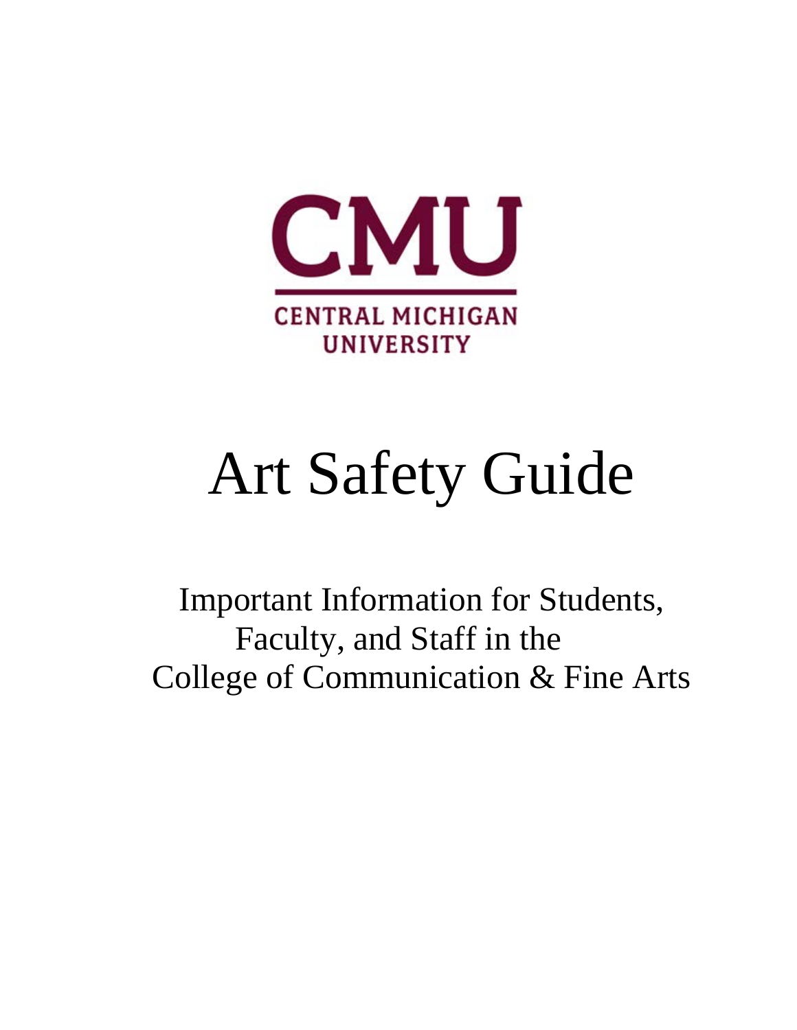CMU

CENTRAL MICHIGAN UNIVERSITY

# Art Safety Guide

Important Information for Students, Faculty, and Staff in the College of Communication & Fine Arts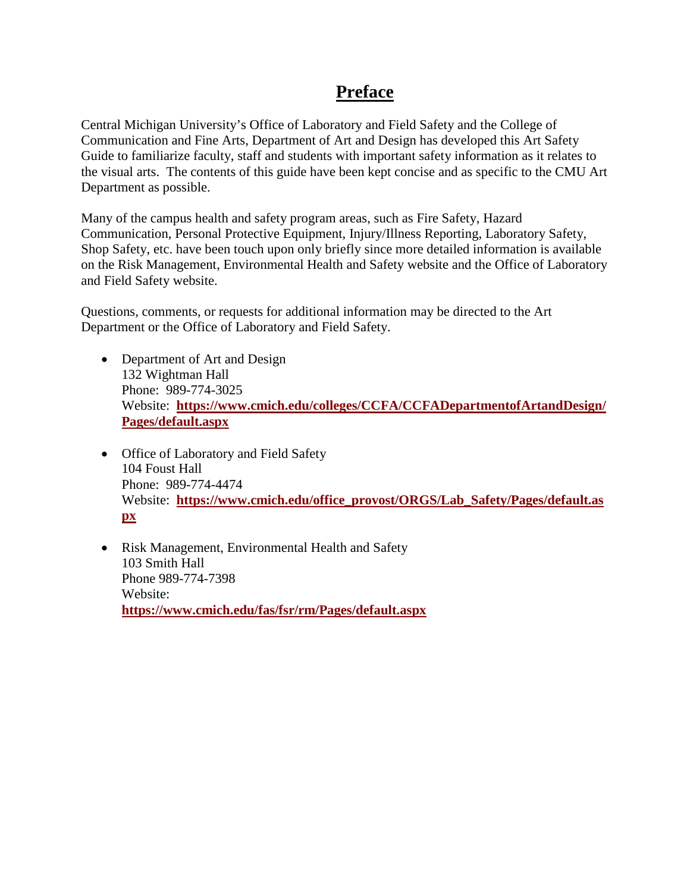# Preface

Central Michigan University's Office of Laboratory and Field Safety and the College of Communication and Fine Arts, Department of Art and Design has developed this Art Safety Guide to familiarize faculty, staff and students with important safety information as it relates to the visual arts. The contents of this guide have been kept concise and as specific to the CMU Art Department as possible.

Many of the campus health and safety program areas, such as Fire Safety, Hazard Communication, Personal Protective Equipment, Injury/Illness Reporting, Laboratory Safety, Shop Safety, etc. have been touch upon only briefly since more detailed information is available on the Risk Management, Environmental Health and Safety website and the Office of Laboratory and Field Safety website.

Questions, comments, or requests for additional information may be directed to the Art Department or the Office of Laboratory and Field Safety.

- Department of Art and Design
  132 Wightman Hall
  Phone: 989-774-3025
  Website: **https://www.cmich.edu/colleges/CCFA/CCFADepartmentofArtandDesign/Pages/default.aspx**

- Office of Laboratory and Field Safety
  104 Foust Hall
  Phone: 989-774-4474
  Website: **https://www.cmich.edu/office_provost/ORGS/Lab_Safety/Pages/default.aspx**

- Risk Management, Environmental Health and Safety
  103 Smith Hall
  Phone 989-774-7398
  Website:
  **https://www.cmich.edu/fas/fsr/rm/Pages/default.aspx**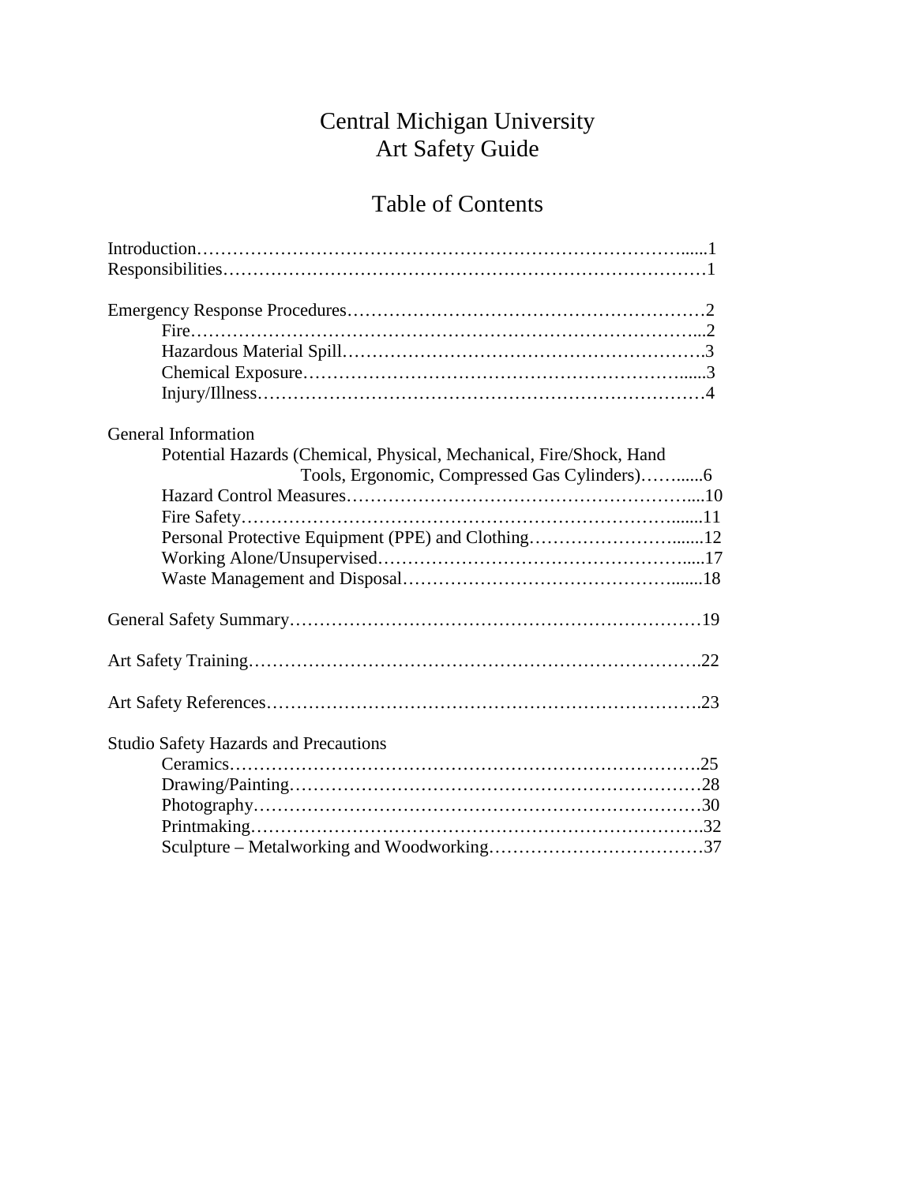# Central Michigan University
# Art Safety Guide

## Table of Contents

Introduction……………………………………………………………………......1
Responsibilities………………………………………………………………………1

Emergency Response Procedures…………………………………………………2
- Fire……………………………………………………………………………...2
- Hazardous Material Spill……………………………………………………….3
- Chemical Exposure……………………………………………………….......3
- Injury/Illness…………………………………………………………………4

General Information
- Potential Hazards (Chemical, Physical, Mechanical, Fire/Shock, Hand Tools, Ergonomic, Compressed Gas Cylinders)……......6
- Hazard Control Measures……………………………………………………....10
- Fire Safety………………………………………………………………........11
- Personal Protective Equipment (PPE) and Clothing……….…………….......12
- Working Alone/Unsupervised……………………………………………......17
- Waste Management and Disposal…………………………………….......18

General Safety Summary……………………………………………………………19

Art Safety Training………………………………………………………………….22

Art Safety References……………………………………………………………….23

Studio Safety Hazards and Precautions
- Ceramics…………………………………………………………………….25
- Drawing/Painting……………………………………………………………28
- Photography…………………………………………………………………30
- Printmaking…………………………………………………………………..32
- Sculpture – Metalworking and Woodworking………………………………37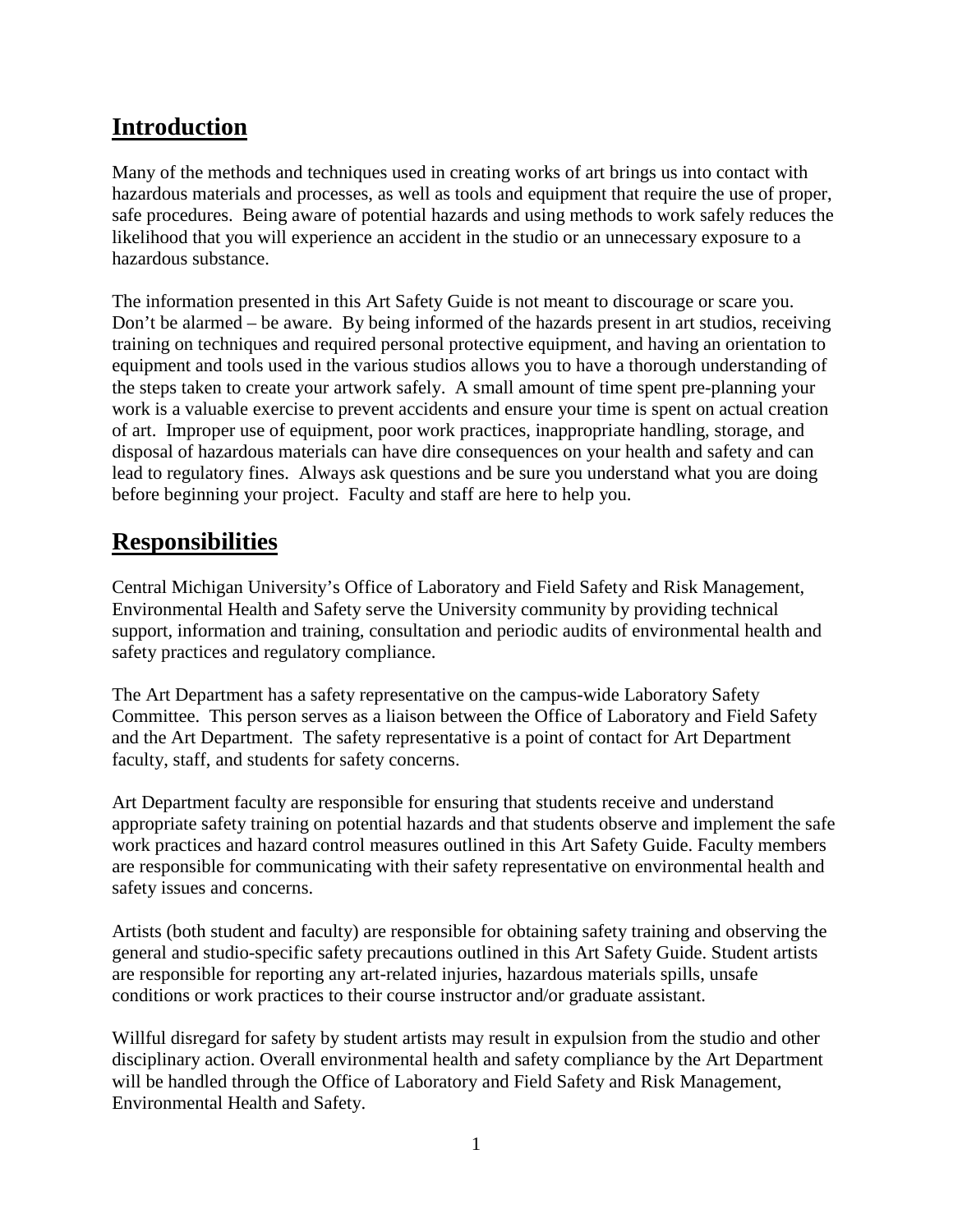## Introduction

Many of the methods and techniques used in creating works of art brings us into contact with hazardous materials and processes, as well as tools and equipment that require the use of proper, safe procedures. Being aware of potential hazards and using methods to work safely reduces the likelihood that you will experience an accident in the studio or an unnecessary exposure to a hazardous substance.

The information presented in this Art Safety Guide is not meant to discourage or scare you. Don't be alarmed – be aware. By being informed of the hazards present in art studios, receiving training on techniques and required personal protective equipment, and having an orientation to equipment and tools used in the various studios allows you to have a thorough understanding of the steps taken to create your artwork safely. A small amount of time spent pre-planning your work is a valuable exercise to prevent accidents and ensure your time is spent on actual creation of art. Improper use of equipment, poor work practices, inappropriate handling, storage, and disposal of hazardous materials can have dire consequences on your health and safety and can lead to regulatory fines. Always ask questions and be sure you understand what you are doing before beginning your project. Faculty and staff are here to help you.

## Responsibilities

Central Michigan University's Office of Laboratory and Field Safety and Risk Management, Environmental Health and Safety serve the University community by providing technical support, information and training, consultation and periodic audits of environmental health and safety practices and regulatory compliance.

The Art Department has a safety representative on the campus-wide Laboratory Safety Committee. This person serves as a liaison between the Office of Laboratory and Field Safety and the Art Department. The safety representative is a point of contact for Art Department faculty, staff, and students for safety concerns.

Art Department faculty are responsible for ensuring that students receive and understand appropriate safety training on potential hazards and that students observe and implement the safe work practices and hazard control measures outlined in this Art Safety Guide. Faculty members are responsible for communicating with their safety representative on environmental health and safety issues and concerns.

Artists (both student and faculty) are responsible for obtaining safety training and observing the general and studio-specific safety precautions outlined in this Art Safety Guide. Student artists are responsible for reporting any art-related injuries, hazardous materials spills, unsafe conditions or work practices to their course instructor and/or graduate assistant.

Willful disregard for safety by student artists may result in expulsion from the studio and other disciplinary action. Overall environmental health and safety compliance by the Art Department will be handled through the Office of Laboratory and Field Safety and Risk Management, Environmental Health and Safety.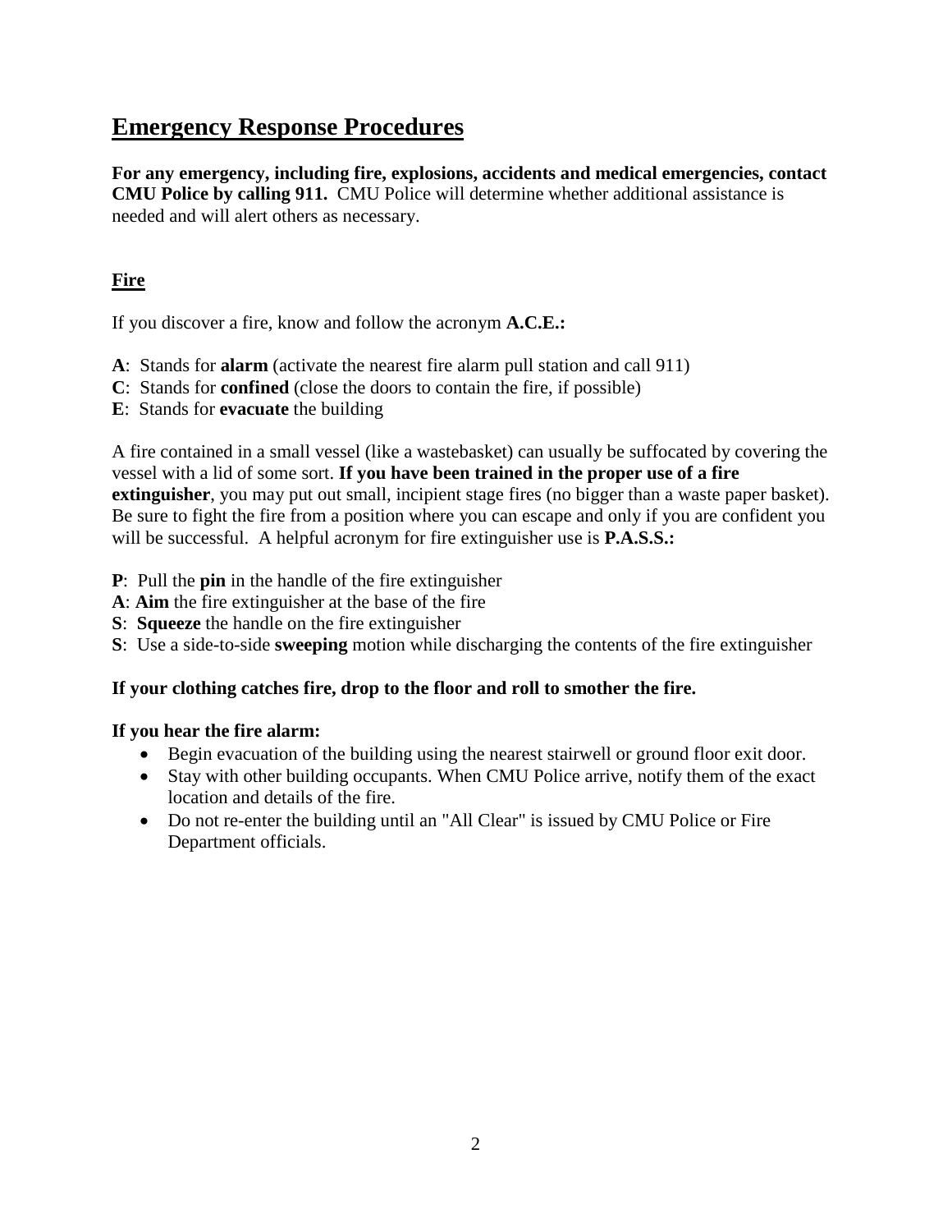# Emergency Response Procedures

**For any emergency, including fire, explosions, accidents and medical emergencies, contact CMU Police by calling 911.** CMU Police will determine whether additional assistance is needed and will alert others as necessary.

## Fire

If you discover a fire, know and follow the acronym **A.C.E.:**

**A**: Stands for **alarm** (activate the nearest fire alarm pull station and call 911)
**C**: Stands for **confined** (close the doors to contain the fire, if possible)
**E**: Stands for **evacuate** the building

A fire contained in a small vessel (like a wastebasket) can usually be suffocated by covering the vessel with a lid of some sort. **If you have been trained in the proper use of a fire extinguisher**, you may put out small, incipient stage fires (no bigger than a waste paper basket). Be sure to fight the fire from a position where you can escape and only if you are confident you will be successful. A helpful acronym for fire extinguisher use is **P.A.S.S.:**

**P**: Pull the **pin** in the handle of the fire extinguisher
**A**: **Aim** the fire extinguisher at the base of the fire
**S**: **Squeeze** the handle on the fire extinguisher
**S**: Use a side-to-side **sweeping** motion while discharging the contents of the fire extinguisher

**If your clothing catches fire, drop to the floor and roll to smother the fire.**

**If you hear the fire alarm:**

- Begin evacuation of the building using the nearest stairwell or ground floor exit door.
- Stay with other building occupants. When CMU Police arrive, notify them of the exact location and details of the fire.
- Do not re-enter the building until an "All Clear" is issued by CMU Police or Fire Department officials.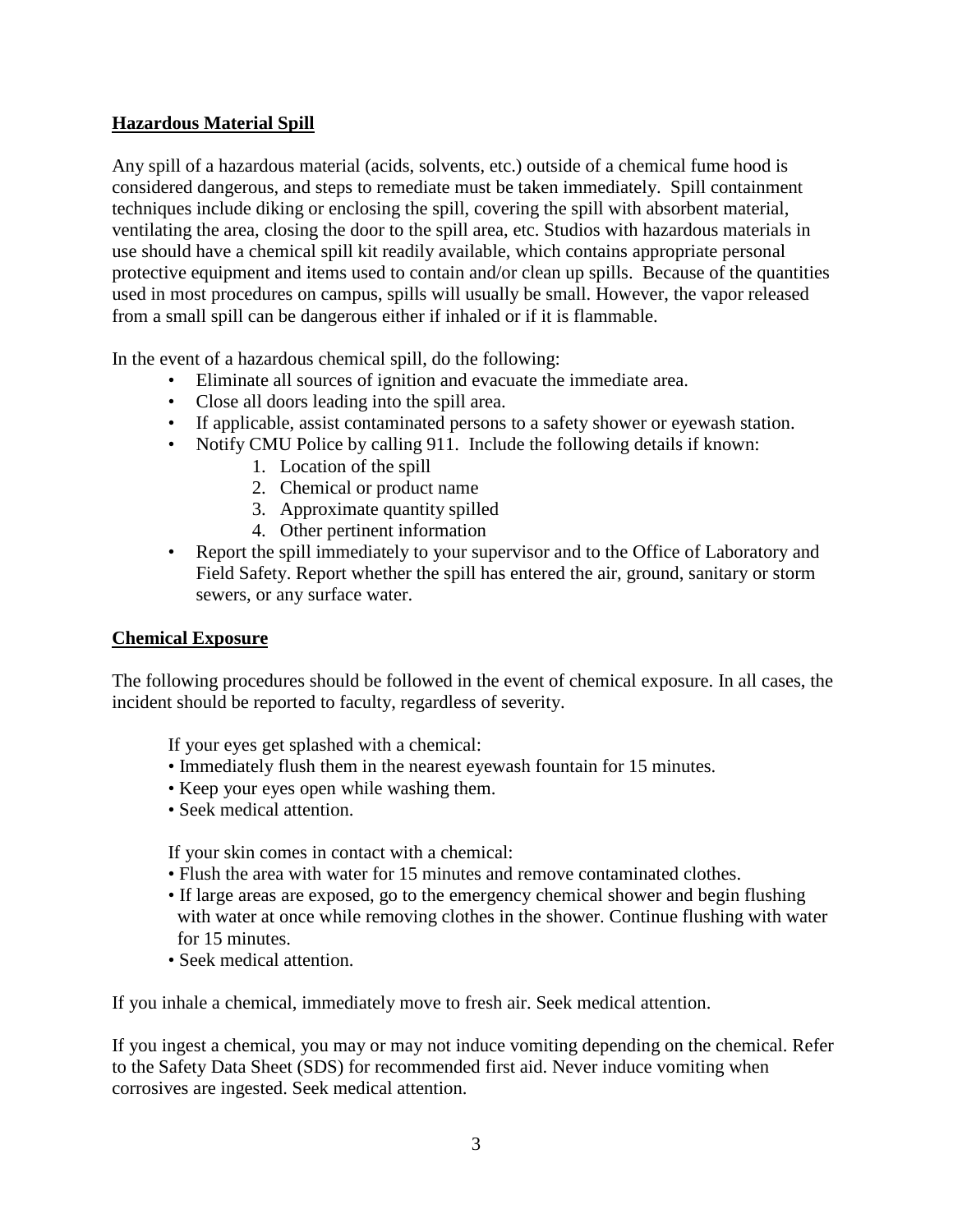## Hazardous Material Spill

Any spill of a hazardous material (acids, solvents, etc.) outside of a chemical fume hood is considered dangerous, and steps to remediate must be taken immediately. Spill containment techniques include diking or enclosing the spill, covering the spill with absorbent material, ventilating the area, closing the door to the spill area, etc. Studios with hazardous materials in use should have a chemical spill kit readily available, which contains appropriate personal protective equipment and items used to contain and/or clean up spills. Because of the quantities used in most procedures on campus, spills will usually be small. However, the vapor released from a small spill can be dangerous either if inhaled or if it is flammable.

In the event of a hazardous chemical spill, do the following:

- Eliminate all sources of ignition and evacuate the immediate area.
- Close all doors leading into the spill area.
- If applicable, assist contaminated persons to a safety shower or eyewash station.
- Notify CMU Police by calling 911. Include the following details if known:
  1. Location of the spill
  2. Chemical or product name
  3. Approximate quantity spilled
  4. Other pertinent information
- Report the spill immediately to your supervisor and to the Office of Laboratory and Field Safety. Report whether the spill has entered the air, ground, sanitary or storm sewers, or any surface water.

## Chemical Exposure

The following procedures should be followed in the event of chemical exposure. In all cases, the incident should be reported to faculty, regardless of severity.

If your eyes get splashed with a chemical:

- Immediately flush them in the nearest eyewash fountain for 15 minutes.
- Keep your eyes open while washing them.
- Seek medical attention.

If your skin comes in contact with a chemical:

- Flush the area with water for 15 minutes and remove contaminated clothes.
- If large areas are exposed, go to the emergency chemical shower and begin flushing with water at once while removing clothes in the shower. Continue flushing with water for 15 minutes.
- Seek medical attention.

If you inhale a chemical, immediately move to fresh air. Seek medical attention.

If you ingest a chemical, you may or may not induce vomiting depending on the chemical. Refer to the Safety Data Sheet (SDS) for recommended first aid. Never induce vomiting when corrosives are ingested. Seek medical attention.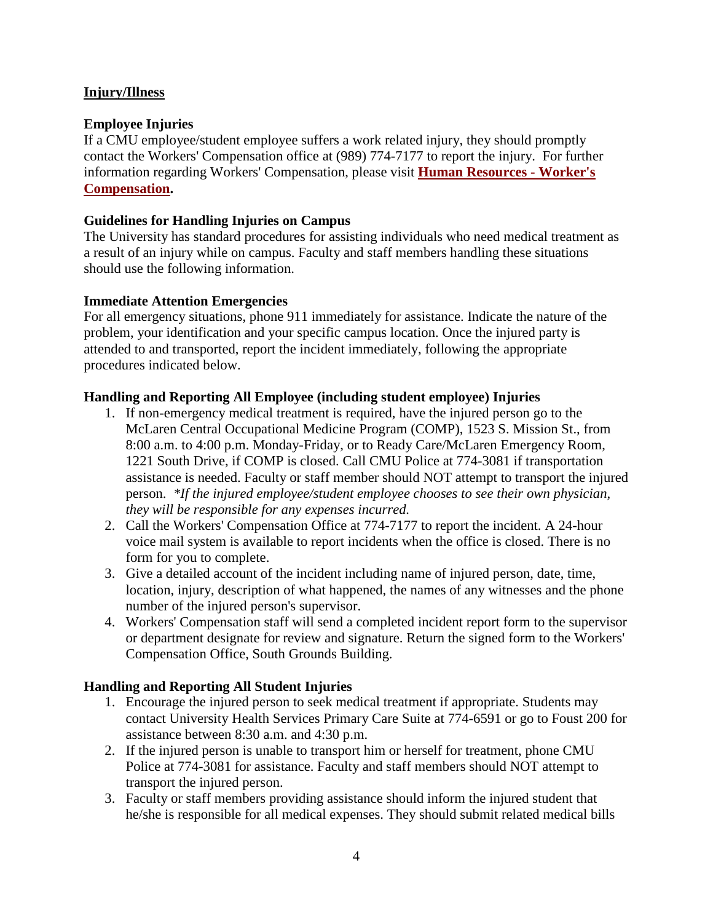## Injury/Illness

### Employee Injuries

If a CMU employee/student employee suffers a work related injury, they should promptly contact the Workers' Compensation office at (989) 774-7177 to report the injury. For further information regarding Workers' Compensation, please visit **Human Resources - Worker's Compensation.**

### Guidelines for Handling Injuries on Campus

The University has standard procedures for assisting individuals who need medical treatment as a result of an injury while on campus. Faculty and staff members handling these situations should use the following information.

### Immediate Attention Emergencies

For all emergency situations, phone 911 immediately for assistance. Indicate the nature of the problem, your identification and your specific campus location. Once the injured party is attended to and transported, report the incident immediately, following the appropriate procedures indicated below.

### Handling and Reporting All Employee (including student employee) Injuries

1. If non-emergency medical treatment is required, have the injured person go to the McLaren Central Occupational Medicine Program (COMP), 1523 S. Mission St., from 8:00 a.m. to 4:00 p.m. Monday-Friday, or to Ready Care/McLaren Emergency Room, 1221 South Drive, if COMP is closed. Call CMU Police at 774-3081 if transportation assistance is needed. Faculty or staff member should NOT attempt to transport the injured person. *\*If the injured employee/student employee chooses to see their own physician, they will be responsible for any expenses incurred.*
2. Call the Workers' Compensation Office at 774-7177 to report the incident. A 24-hour voice mail system is available to report incidents when the office is closed. There is no form for you to complete.
3. Give a detailed account of the incident including name of injured person, date, time, location, injury, description of what happened, the names of any witnesses and the phone number of the injured person's supervisor.
4. Workers' Compensation staff will send a completed incident report form to the supervisor or department designate for review and signature. Return the signed form to the Workers' Compensation Office, South Grounds Building.

### Handling and Reporting All Student Injuries

1. Encourage the injured person to seek medical treatment if appropriate. Students may contact University Health Services Primary Care Suite at 774-6591 or go to Foust 200 for assistance between 8:30 a.m. and 4:30 p.m.
2. If the injured person is unable to transport him or herself for treatment, phone CMU Police at 774-3081 for assistance. Faculty and staff members should NOT attempt to transport the injured person.
3. Faculty or staff members providing assistance should inform the injured student that he/she is responsible for all medical expenses. They should submit related medical bills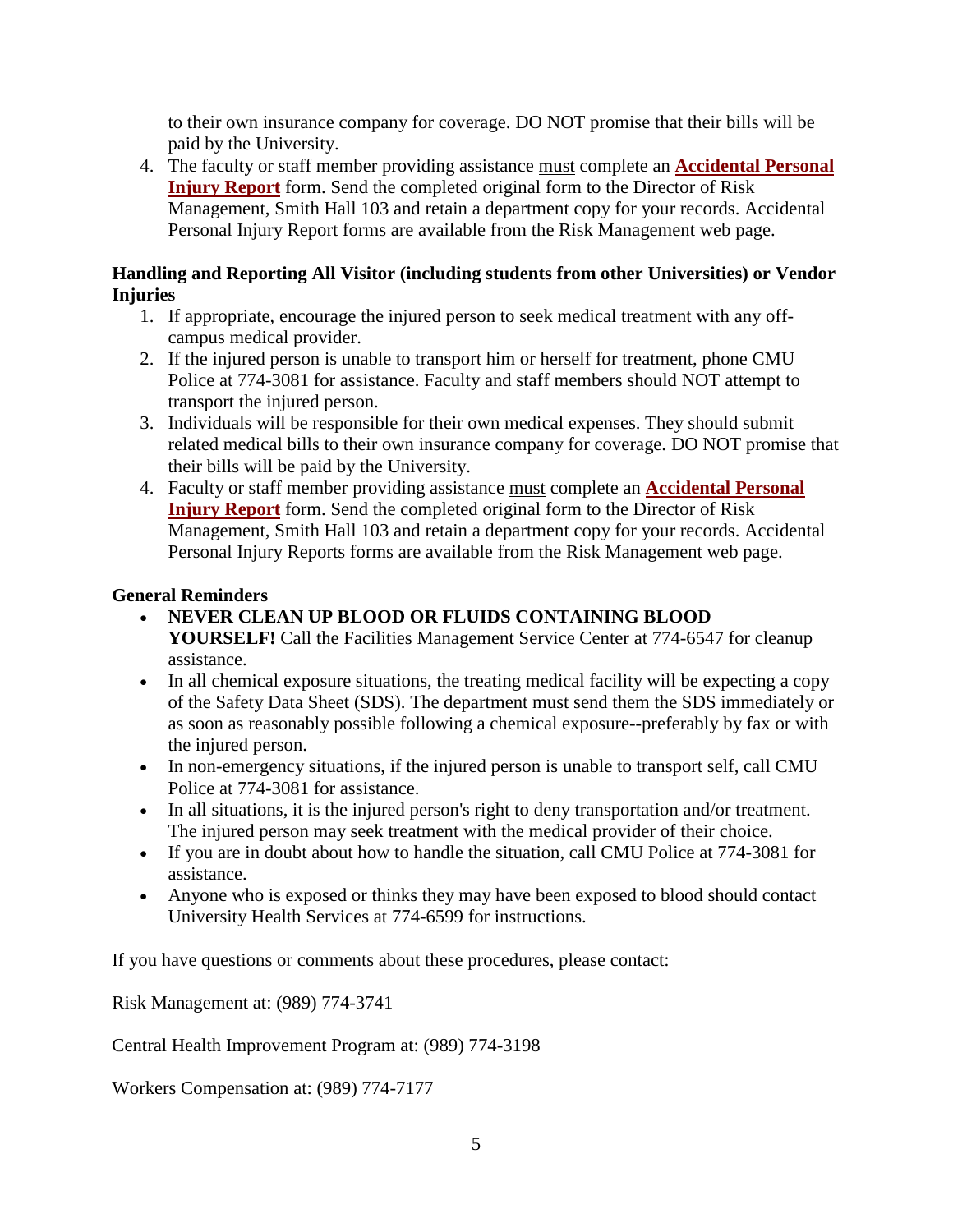to their own insurance company for coverage. DO NOT promise that their bills will be paid by the University.

4. The faculty or staff member providing assistance must complete an **Accidental Personal Injury Report** form. Send the completed original form to the Director of Risk Management, Smith Hall 103 and retain a department copy for your records. Accidental Personal Injury Report forms are available from the Risk Management web page.

**Handling and Reporting All Visitor (including students from other Universities) or Vendor Injuries**

1. If appropriate, encourage the injured person to seek medical treatment with any off-campus medical provider.
2. If the injured person is unable to transport him or herself for treatment, phone CMU Police at 774-3081 for assistance. Faculty and staff members should NOT attempt to transport the injured person.
3. Individuals will be responsible for their own medical expenses. They should submit related medical bills to their own insurance company for coverage. DO NOT promise that their bills will be paid by the University.
4. Faculty or staff member providing assistance must complete an **Accidental Personal Injury Report** form. Send the completed original form to the Director of Risk Management, Smith Hall 103 and retain a department copy for your records. Accidental Personal Injury Reports forms are available from the Risk Management web page.

**General Reminders**

- **NEVER CLEAN UP BLOOD OR FLUIDS CONTAINING BLOOD YOURSELF!** Call the Facilities Management Service Center at 774-6547 for cleanup assistance.
- In all chemical exposure situations, the treating medical facility will be expecting a copy of the Safety Data Sheet (SDS). The department must send them the SDS immediately or as soon as reasonably possible following a chemical exposure--preferably by fax or with the injured person.
- In non-emergency situations, if the injured person is unable to transport self, call CMU Police at 774-3081 for assistance.
- In all situations, it is the injured person's right to deny transportation and/or treatment. The injured person may seek treatment with the medical provider of their choice.
- If you are in doubt about how to handle the situation, call CMU Police at 774-3081 for assistance.
- Anyone who is exposed or thinks they may have been exposed to blood should contact University Health Services at 774-6599 for instructions.

If you have questions or comments about these procedures, please contact:

Risk Management at: (989) 774-3741

Central Health Improvement Program at: (989) 774-3198

Workers Compensation at: (989) 774-7177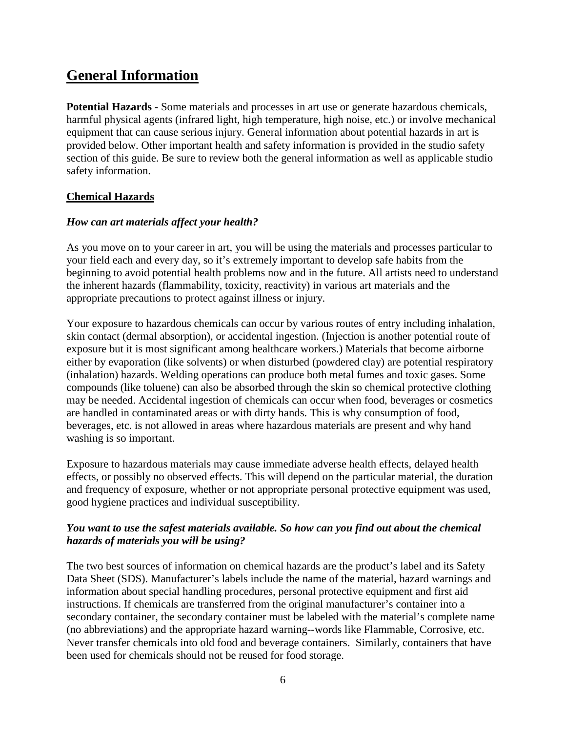# General Information

**Potential Hazards** - Some materials and processes in art use or generate hazardous chemicals, harmful physical agents (infrared light, high temperature, high noise, etc.) or involve mechanical equipment that can cause serious injury. General information about potential hazards in art is provided below. Other important health and safety information is provided in the studio safety section of this guide. Be sure to review both the general information as well as applicable studio safety information.

## Chemical Hazards

***How can art materials affect your health?***

As you move on to your career in art, you will be using the materials and processes particular to your field each and every day, so it's extremely important to develop safe habits from the beginning to avoid potential health problems now and in the future. All artists need to understand the inherent hazards (flammability, toxicity, reactivity) in various art materials and the appropriate precautions to protect against illness or injury.

Your exposure to hazardous chemicals can occur by various routes of entry including inhalation, skin contact (dermal absorption), or accidental ingestion. (Injection is another potential route of exposure but it is most significant among healthcare workers.) Materials that become airborne either by evaporation (like solvents) or when disturbed (powdered clay) are potential respiratory (inhalation) hazards. Welding operations can produce both metal fumes and toxic gases. Some compounds (like toluene) can also be absorbed through the skin so chemical protective clothing may be needed. Accidental ingestion of chemicals can occur when food, beverages or cosmetics are handled in contaminated areas or with dirty hands. This is why consumption of food, beverages, etc. is not allowed in areas where hazardous materials are present and why hand washing is so important.

Exposure to hazardous materials may cause immediate adverse health effects, delayed health effects, or possibly no observed effects. This will depend on the particular material, the duration and frequency of exposure, whether or not appropriate personal protective equipment was used, good hygiene practices and individual susceptibility.

***You want to use the safest materials available. So how can you find out about the chemical hazards of materials you will be using?***

The two best sources of information on chemical hazards are the product's label and its Safety Data Sheet (SDS). Manufacturer's labels include the name of the material, hazard warnings and information about special handling procedures, personal protective equipment and first aid instructions. If chemicals are transferred from the original manufacturer's container into a secondary container, the secondary container must be labeled with the material's complete name (no abbreviations) and the appropriate hazard warning--words like Flammable, Corrosive, etc. Never transfer chemicals into old food and beverage containers. Similarly, containers that have been used for chemicals should not be reused for food storage.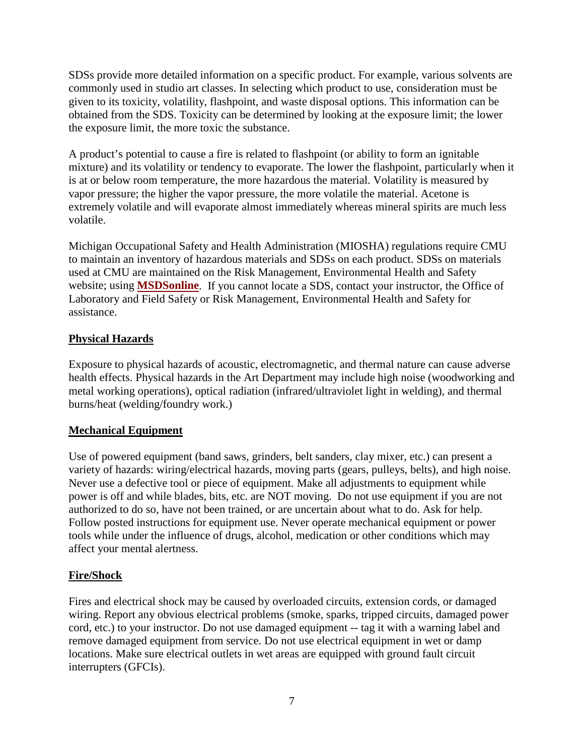SDSs provide more detailed information on a specific product. For example, various solvents are commonly used in studio art classes. In selecting which product to use, consideration must be given to its toxicity, volatility, flashpoint, and waste disposal options. This information can be obtained from the SDS. Toxicity can be determined by looking at the exposure limit; the lower the exposure limit, the more toxic the substance.

A product's potential to cause a fire is related to flashpoint (or ability to form an ignitable mixture) and its volatility or tendency to evaporate. The lower the flashpoint, particularly when it is at or below room temperature, the more hazardous the material. Volatility is measured by vapor pressure; the higher the vapor pressure, the more volatile the material. Acetone is extremely volatile and will evaporate almost immediately whereas mineral spirits are much less volatile.

Michigan Occupational Safety and Health Administration (MIOSHA) regulations require CMU to maintain an inventory of hazardous materials and SDSs on each product. SDSs on materials used at CMU are maintained on the Risk Management, Environmental Health and Safety website; using **MSDSonline**. If you cannot locate a SDS, contact your instructor, the Office of Laboratory and Field Safety or Risk Management, Environmental Health and Safety for assistance.

## Physical Hazards

Exposure to physical hazards of acoustic, electromagnetic, and thermal nature can cause adverse health effects. Physical hazards in the Art Department may include high noise (woodworking and metal working operations), optical radiation (infrared/ultraviolet light in welding), and thermal burns/heat (welding/foundry work.)

## Mechanical Equipment

Use of powered equipment (band saws, grinders, belt sanders, clay mixer, etc.) can present a variety of hazards: wiring/electrical hazards, moving parts (gears, pulleys, belts), and high noise. Never use a defective tool or piece of equipment. Make all adjustments to equipment while power is off and while blades, bits, etc. are NOT moving. Do not use equipment if you are not authorized to do so, have not been trained, or are uncertain about what to do. Ask for help. Follow posted instructions for equipment use. Never operate mechanical equipment or power tools while under the influence of drugs, alcohol, medication or other conditions which may affect your mental alertness.

## Fire/Shock

Fires and electrical shock may be caused by overloaded circuits, extension cords, or damaged wiring. Report any obvious electrical problems (smoke, sparks, tripped circuits, damaged power cord, etc.) to your instructor. Do not use damaged equipment -- tag it with a warning label and remove damaged equipment from service. Do not use electrical equipment in wet or damp locations. Make sure electrical outlets in wet areas are equipped with ground fault circuit interrupters (GFCIs).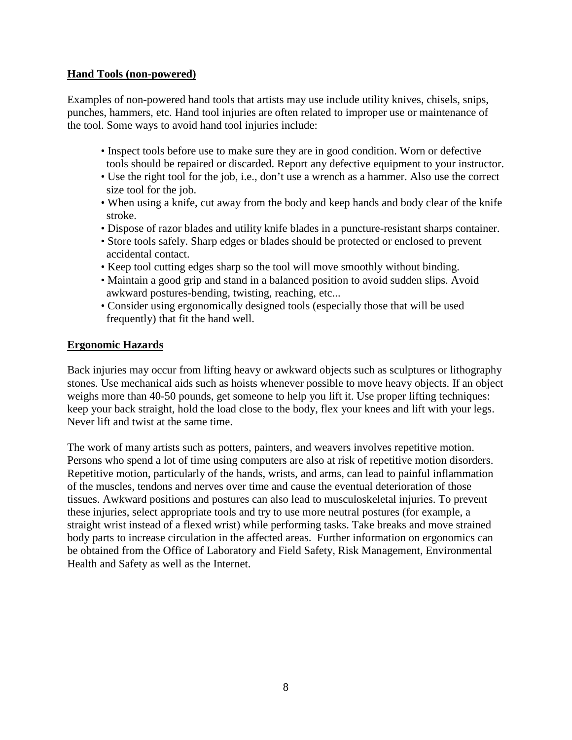## Hand Tools (non-powered)

Examples of non-powered hand tools that artists may use include utility knives, chisels, snips, punches, hammers, etc. Hand tool injuries are often related to improper use or maintenance of the tool. Some ways to avoid hand tool injuries include:

- Inspect tools before use to make sure they are in good condition. Worn or defective tools should be repaired or discarded. Report any defective equipment to your instructor.
- Use the right tool for the job, i.e., don't use a wrench as a hammer. Also use the correct size tool for the job.
- When using a knife, cut away from the body and keep hands and body clear of the knife stroke.
- Dispose of razor blades and utility knife blades in a puncture-resistant sharps container.
- Store tools safely. Sharp edges or blades should be protected or enclosed to prevent accidental contact.
- Keep tool cutting edges sharp so the tool will move smoothly without binding.
- Maintain a good grip and stand in a balanced position to avoid sudden slips. Avoid awkward postures-bending, twisting, reaching, etc...
- Consider using ergonomically designed tools (especially those that will be used frequently) that fit the hand well.

## Ergonomic Hazards

Back injuries may occur from lifting heavy or awkward objects such as sculptures or lithography stones. Use mechanical aids such as hoists whenever possible to move heavy objects. If an object weighs more than 40-50 pounds, get someone to help you lift it. Use proper lifting techniques: keep your back straight, hold the load close to the body, flex your knees and lift with your legs. Never lift and twist at the same time.

The work of many artists such as potters, painters, and weavers involves repetitive motion. Persons who spend a lot of time using computers are also at risk of repetitive motion disorders. Repetitive motion, particularly of the hands, wrists, and arms, can lead to painful inflammation of the muscles, tendons and nerves over time and cause the eventual deterioration of those tissues. Awkward positions and postures can also lead to musculoskeletal injuries. To prevent these injuries, select appropriate tools and try to use more neutral postures (for example, a straight wrist instead of a flexed wrist) while performing tasks. Take breaks and move strained body parts to increase circulation in the affected areas. Further information on ergonomics can be obtained from the Office of Laboratory and Field Safety, Risk Management, Environmental Health and Safety as well as the Internet.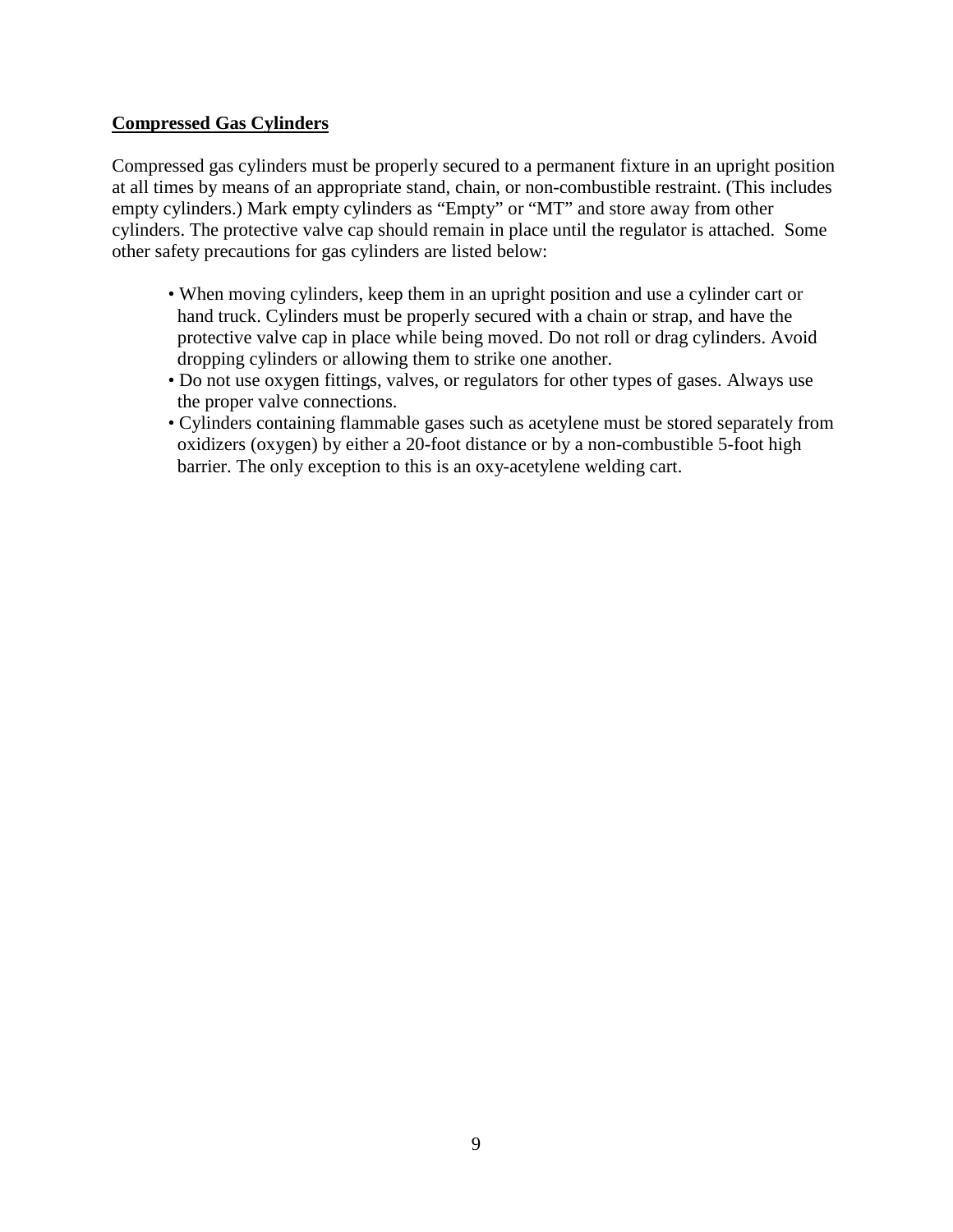## Compressed Gas Cylinders

Compressed gas cylinders must be properly secured to a permanent fixture in an upright position at all times by means of an appropriate stand, chain, or non-combustible restraint. (This includes empty cylinders.) Mark empty cylinders as “Empty” or “MT” and store away from other cylinders. The protective valve cap should remain in place until the regulator is attached. Some other safety precautions for gas cylinders are listed below:

- When moving cylinders, keep them in an upright position and use a cylinder cart or hand truck. Cylinders must be properly secured with a chain or strap, and have the protective valve cap in place while being moved. Do not roll or drag cylinders. Avoid dropping cylinders or allowing them to strike one another.
- Do not use oxygen fittings, valves, or regulators for other types of gases. Always use the proper valve connections.
- Cylinders containing flammable gases such as acetylene must be stored separately from oxidizers (oxygen) by either a 20-foot distance or by a non-combustible 5-foot high barrier. The only exception to this is an oxy-acetylene welding cart.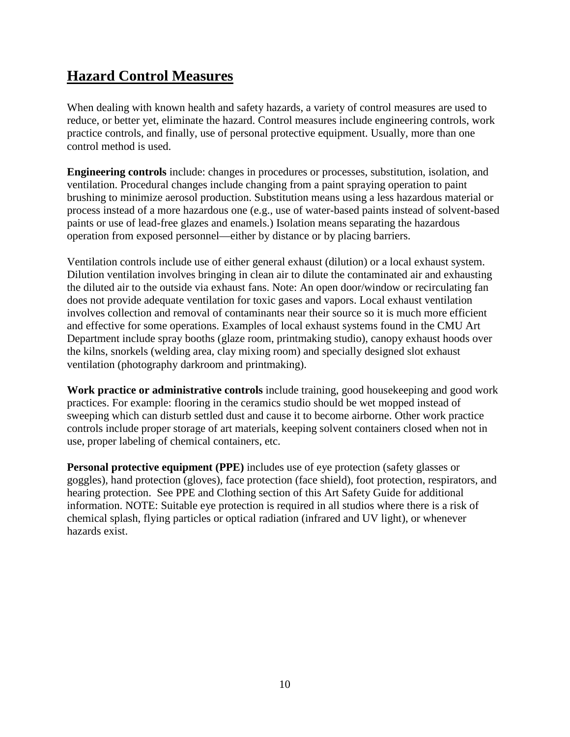## Hazard Control Measures

When dealing with known health and safety hazards, a variety of control measures are used to reduce, or better yet, eliminate the hazard. Control measures include engineering controls, work practice controls, and finally, use of personal protective equipment. Usually, more than one control method is used.

**Engineering controls** include: changes in procedures or processes, substitution, isolation, and ventilation. Procedural changes include changing from a paint spraying operation to paint brushing to minimize aerosol production. Substitution means using a less hazardous material or process instead of a more hazardous one (e.g., use of water-based paints instead of solvent-based paints or use of lead-free glazes and enamels.) Isolation means separating the hazardous operation from exposed personnel—either by distance or by placing barriers.

Ventilation controls include use of either general exhaust (dilution) or a local exhaust system. Dilution ventilation involves bringing in clean air to dilute the contaminated air and exhausting the diluted air to the outside via exhaust fans. Note: An open door/window or recirculating fan does not provide adequate ventilation for toxic gases and vapors. Local exhaust ventilation involves collection and removal of contaminants near their source so it is much more efficient and effective for some operations. Examples of local exhaust systems found in the CMU Art Department include spray booths (glaze room, printmaking studio), canopy exhaust hoods over the kilns, snorkels (welding area, clay mixing room) and specially designed slot exhaust ventilation (photography darkroom and printmaking).

**Work practice or administrative controls** include training, good housekeeping and good work practices. For example: flooring in the ceramics studio should be wet mopped instead of sweeping which can disturb settled dust and cause it to become airborne. Other work practice controls include proper storage of art materials, keeping solvent containers closed when not in use, proper labeling of chemical containers, etc.

**Personal protective equipment (PPE)** includes use of eye protection (safety glasses or goggles), hand protection (gloves), face protection (face shield), foot protection, respirators, and hearing protection. See PPE and Clothing section of this Art Safety Guide for additional information. NOTE: Suitable eye protection is required in all studios where there is a risk of chemical splash, flying particles or optical radiation (infrared and UV light), or whenever hazards exist.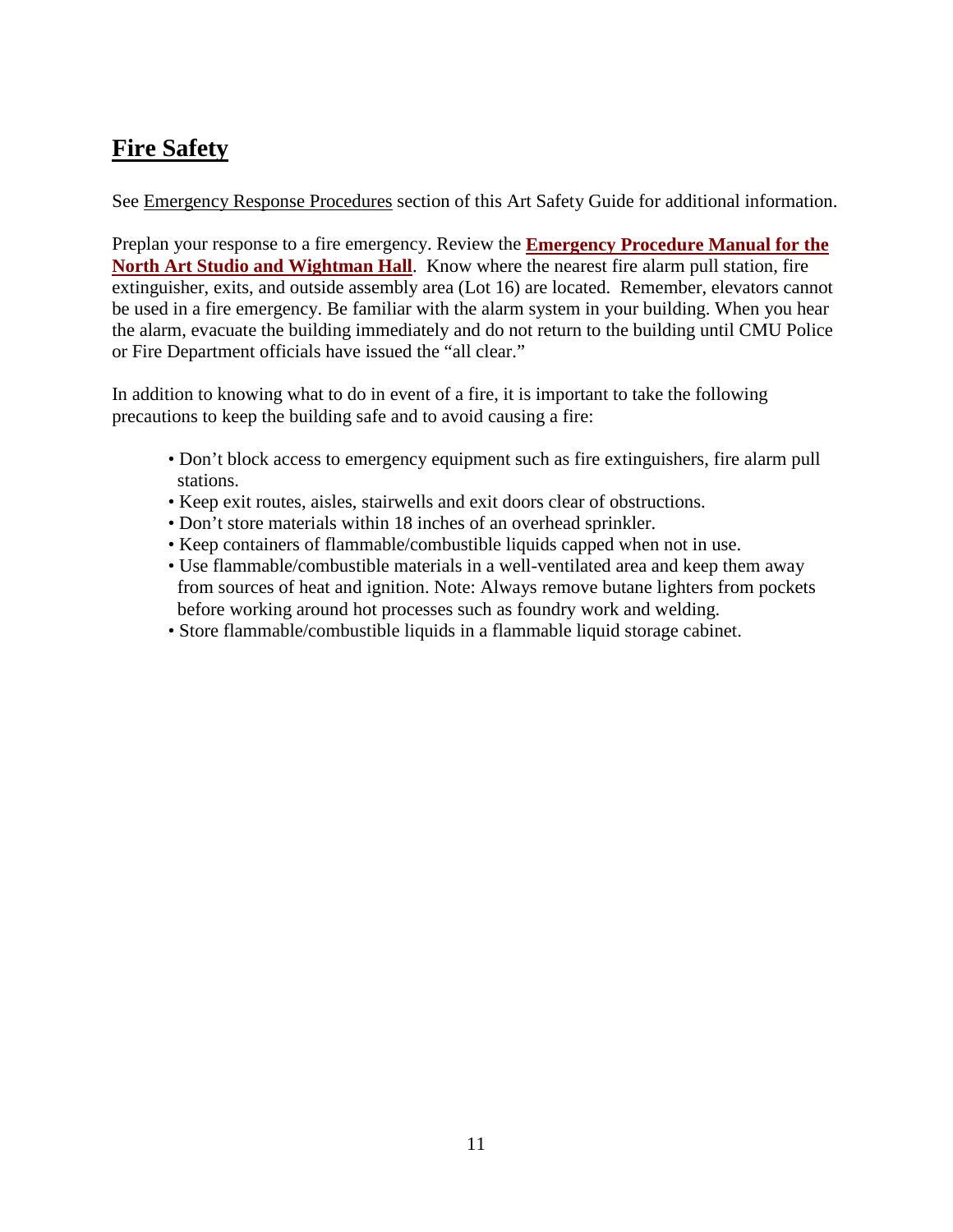## Fire Safety

See Emergency Response Procedures section of this Art Safety Guide for additional information.

Preplan your response to a fire emergency. Review the **Emergency Procedure Manual for the North Art Studio and Wightman Hall**. Know where the nearest fire alarm pull station, fire extinguisher, exits, and outside assembly area (Lot 16) are located. Remember, elevators cannot be used in a fire emergency. Be familiar with the alarm system in your building. When you hear the alarm, evacuate the building immediately and do not return to the building until CMU Police or Fire Department officials have issued the "all clear."

In addition to knowing what to do in event of a fire, it is important to take the following precautions to keep the building safe and to avoid causing a fire:

- Don't block access to emergency equipment such as fire extinguishers, fire alarm pull stations.
- Keep exit routes, aisles, stairwells and exit doors clear of obstructions.
- Don't store materials within 18 inches of an overhead sprinkler.
- Keep containers of flammable/combustible liquids capped when not in use.
- Use flammable/combustible materials in a well-ventilated area and keep them away from sources of heat and ignition. Note: Always remove butane lighters from pockets before working around hot processes such as foundry work and welding.
- Store flammable/combustible liquids in a flammable liquid storage cabinet.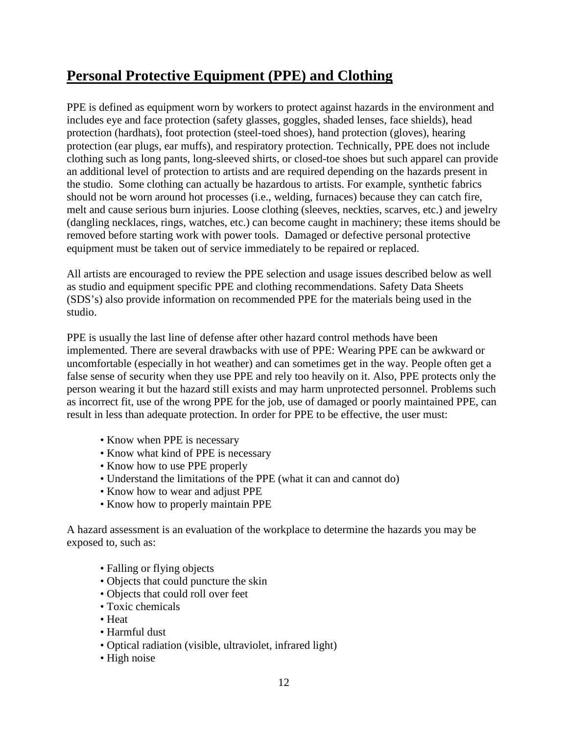## Personal Protective Equipment (PPE) and Clothing

PPE is defined as equipment worn by workers to protect against hazards in the environment and includes eye and face protection (safety glasses, goggles, shaded lenses, face shields), head protection (hardhats), foot protection (steel-toed shoes), hand protection (gloves), hearing protection (ear plugs, ear muffs), and respiratory protection. Technically, PPE does not include clothing such as long pants, long-sleeved shirts, or closed-toe shoes but such apparel can provide an additional level of protection to artists and are required depending on the hazards present in the studio. Some clothing can actually be hazardous to artists. For example, synthetic fabrics should not be worn around hot processes (i.e., welding, furnaces) because they can catch fire, melt and cause serious burn injuries. Loose clothing (sleeves, neckties, scarves, etc.) and jewelry (dangling necklaces, rings, watches, etc.) can become caught in machinery; these items should be removed before starting work with power tools. Damaged or defective personal protective equipment must be taken out of service immediately to be repaired or replaced.

All artists are encouraged to review the PPE selection and usage issues described below as well as studio and equipment specific PPE and clothing recommendations. Safety Data Sheets (SDS's) also provide information on recommended PPE for the materials being used in the studio.

PPE is usually the last line of defense after other hazard control methods have been implemented. There are several drawbacks with use of PPE: Wearing PPE can be awkward or uncomfortable (especially in hot weather) and can sometimes get in the way. People often get a false sense of security when they use PPE and rely too heavily on it. Also, PPE protects only the person wearing it but the hazard still exists and may harm unprotected personnel. Problems such as incorrect fit, use of the wrong PPE for the job, use of damaged or poorly maintained PPE, can result in less than adequate protection. In order for PPE to be effective, the user must:

- Know when PPE is necessary
- Know what kind of PPE is necessary
- Know how to use PPE properly
- Understand the limitations of the PPE (what it can and cannot do)
- Know how to wear and adjust PPE
- Know how to properly maintain PPE

A hazard assessment is an evaluation of the workplace to determine the hazards you may be exposed to, such as:

- Falling or flying objects
- Objects that could puncture the skin
- Objects that could roll over feet
- Toxic chemicals
- Heat
- Harmful dust
- Optical radiation (visible, ultraviolet, infrared light)
- High noise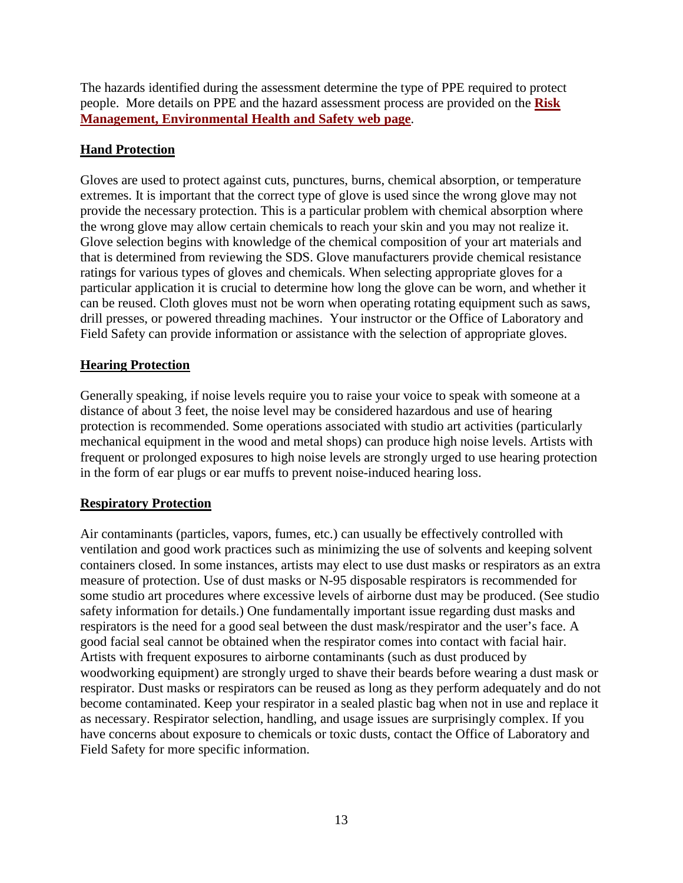The hazards identified during the assessment determine the type of PPE required to protect people. More details on PPE and the hazard assessment process are provided on the **Risk Management, Environmental Health and Safety web page**.

## Hand Protection

Gloves are used to protect against cuts, punctures, burns, chemical absorption, or temperature extremes. It is important that the correct type of glove is used since the wrong glove may not provide the necessary protection. This is a particular problem with chemical absorption where the wrong glove may allow certain chemicals to reach your skin and you may not realize it. Glove selection begins with knowledge of the chemical composition of your art materials and that is determined from reviewing the SDS. Glove manufacturers provide chemical resistance ratings for various types of gloves and chemicals. When selecting appropriate gloves for a particular application it is crucial to determine how long the glove can be worn, and whether it can be reused. Cloth gloves must not be worn when operating rotating equipment such as saws, drill presses, or powered threading machines. Your instructor or the Office of Laboratory and Field Safety can provide information or assistance with the selection of appropriate gloves.

## Hearing Protection

Generally speaking, if noise levels require you to raise your voice to speak with someone at a distance of about 3 feet, the noise level may be considered hazardous and use of hearing protection is recommended. Some operations associated with studio art activities (particularly mechanical equipment in the wood and metal shops) can produce high noise levels. Artists with frequent or prolonged exposures to high noise levels are strongly urged to use hearing protection in the form of ear plugs or ear muffs to prevent noise-induced hearing loss.

## Respiratory Protection

Air contaminants (particles, vapors, fumes, etc.) can usually be effectively controlled with ventilation and good work practices such as minimizing the use of solvents and keeping solvent containers closed. In some instances, artists may elect to use dust masks or respirators as an extra measure of protection. Use of dust masks or N-95 disposable respirators is recommended for some studio art procedures where excessive levels of airborne dust may be produced. (See studio safety information for details.) One fundamentally important issue regarding dust masks and respirators is the need for a good seal between the dust mask/respirator and the user's face. A good facial seal cannot be obtained when the respirator comes into contact with facial hair. Artists with frequent exposures to airborne contaminants (such as dust produced by woodworking equipment) are strongly urged to shave their beards before wearing a dust mask or respirator. Dust masks or respirators can be reused as long as they perform adequately and do not become contaminated. Keep your respirator in a sealed plastic bag when not in use and replace it as necessary. Respirator selection, handling, and usage issues are surprisingly complex. If you have concerns about exposure to chemicals or toxic dusts, contact the Office of Laboratory and Field Safety for more specific information.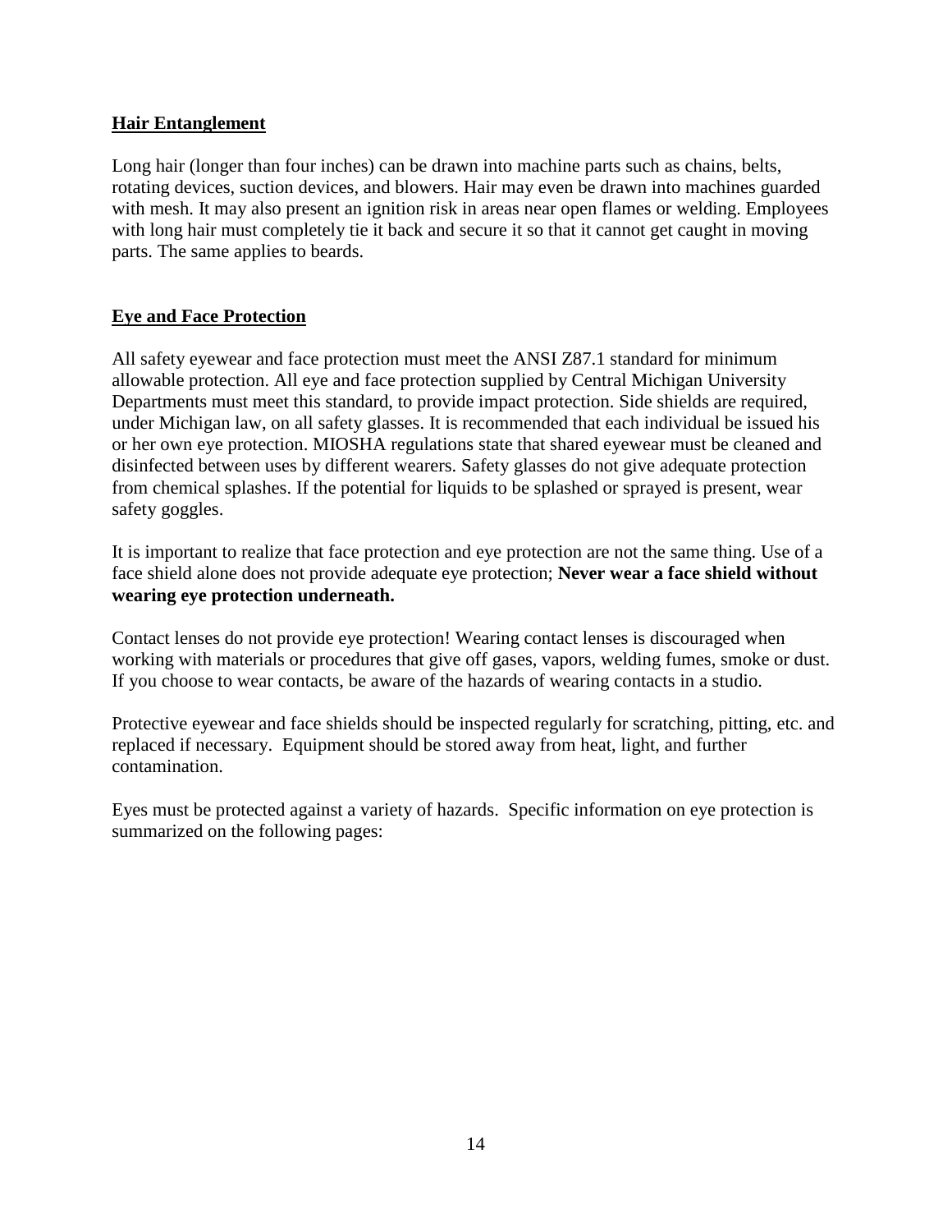## Hair Entanglement

Long hair (longer than four inches) can be drawn into machine parts such as chains, belts, rotating devices, suction devices, and blowers. Hair may even be drawn into machines guarded with mesh. It may also present an ignition risk in areas near open flames or welding. Employees with long hair must completely tie it back and secure it so that it cannot get caught in moving parts. The same applies to beards.

## Eye and Face Protection

All safety eyewear and face protection must meet the ANSI Z87.1 standard for minimum allowable protection. All eye and face protection supplied by Central Michigan University Departments must meet this standard, to provide impact protection. Side shields are required, under Michigan law, on all safety glasses. It is recommended that each individual be issued his or her own eye protection. MIOSHA regulations state that shared eyewear must be cleaned and disinfected between uses by different wearers. Safety glasses do not give adequate protection from chemical splashes. If the potential for liquids to be splashed or sprayed is present, wear safety goggles.

It is important to realize that face protection and eye protection are not the same thing. Use of a face shield alone does not provide adequate eye protection; **Never wear a face shield without wearing eye protection underneath.**

Contact lenses do not provide eye protection! Wearing contact lenses is discouraged when working with materials or procedures that give off gases, vapors, welding fumes, smoke or dust. If you choose to wear contacts, be aware of the hazards of wearing contacts in a studio.

Protective eyewear and face shields should be inspected regularly for scratching, pitting, etc. and replaced if necessary. Equipment should be stored away from heat, light, and further contamination.

Eyes must be protected against a variety of hazards. Specific information on eye protection is summarized on the following pages: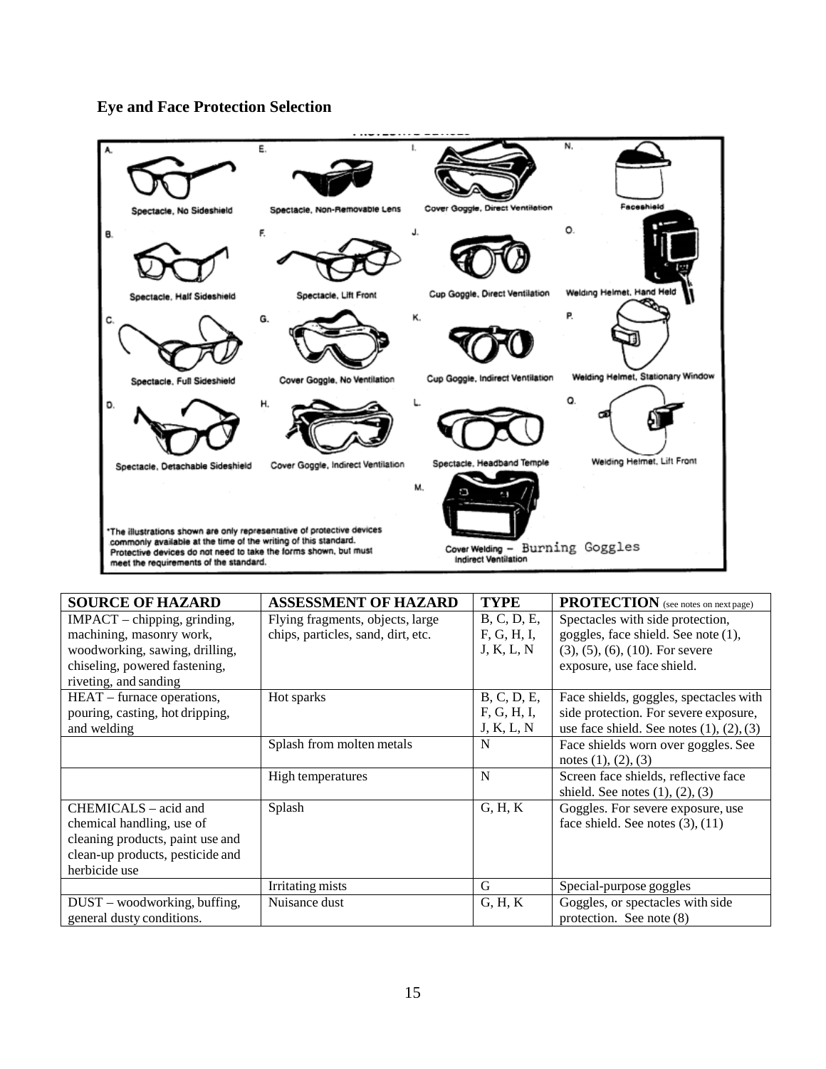## Eye and Face Protection Selection

A. Spectacle, No Sideshield

B. Spectacle, Half Sideshield

C. Spectacle, Full Sideshield

D. Spectacle, Detachable Sideshield

E. Spectacle, Non-Removable Lens

F. Spectacle, Lift Front

G. Cover Goggle, No Ventilation

H. Cover Goggle, Indirect Ventilation

I. Cover Goggle, Direct Ventilation

J. Cup Goggle, Direct Ventilation

K. Cup Goggle, Indirect Ventilation

L. Spectacle, Headband Temple

M. Cover Welding – Burning Goggles Indirect Ventilation

N. Faceshield

O. Welding Helmet, Hand Held

P. Welding Helmet, Stationary Window

Q. Welding Helmet, Lift Front

*The illustrations shown are only representative of protective devices commonly available at the time of the writing of this standard. Protective devices do not need to take the forms shown, but must meet the requirements of the standard.

| SOURCE OF HAZARD | ASSESSMENT OF HAZARD | TYPE | PROTECTION (see notes on next page) |
|---|---|---|---|
| IMPACT – chipping, grinding, machining, masonry work, woodworking, sawing, drilling, chiseling, powered fastening, riveting, and sanding | Flying fragments, objects, large chips, particles, sand, dirt, etc. | B, C, D, E, F, G, H, I, J, K, L, N | Spectacles with side protection, goggles, face shield. See note (1), (3), (5), (6), (10). For severe exposure, use face shield. |
| HEAT – furnace operations, pouring, casting, hot dripping, and welding | Hot sparks | B, C, D, E, F, G, H, I, J, K, L, N | Face shields, goggles, spectacles with side protection. For severe exposure, use face shield. See notes (1), (2), (3) |
| | Splash from molten metals | N | Face shields worn over goggles. See notes (1), (2), (3) |
| | High temperatures | N | Screen face shields, reflective face shield. See notes (1), (2), (3) |
| CHEMICALS – acid and chemical handling, use of cleaning products, paint use and clean-up products, pesticide and herbicide use | Splash | G, H, K | Goggles. For severe exposure, use face shield. See notes (3), (11) |
| | Irritating mists | G | Special-purpose goggles |
| DUST – woodworking, buffing, general dusty conditions. | Nuisance dust | G, H, K | Goggles, or spectacles with side protection. See note (8) |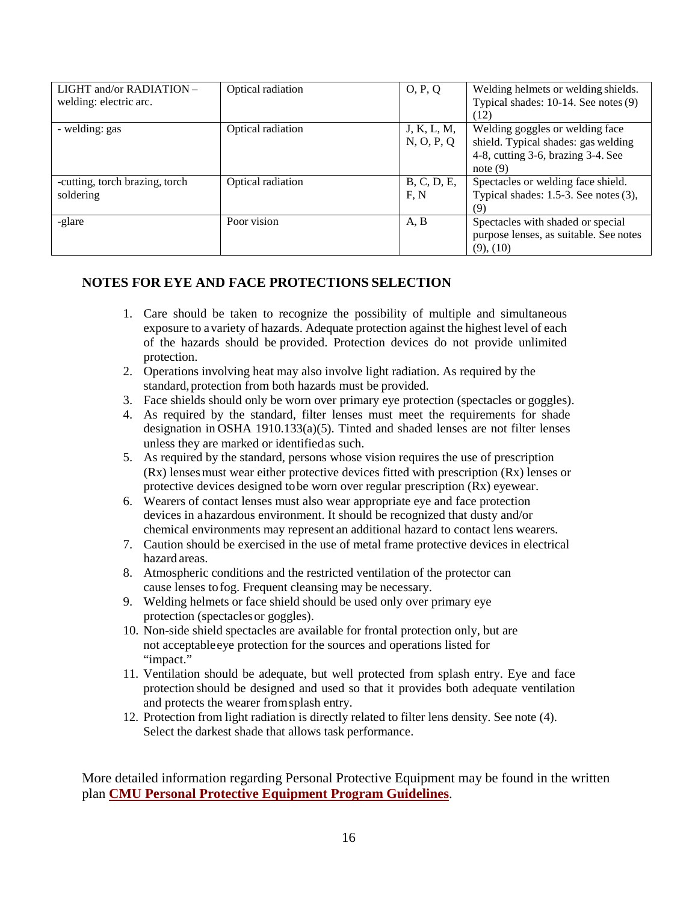| LIGHT and/or RADIATION – welding: electric arc. | Optical radiation | O, P, Q | Welding helmets or welding shields. Typical shades: 10-14. See notes (9) (12) |
|---|---|---|---|
| - welding: gas | Optical radiation | J, K, L, M, N, O, P, Q | Welding goggles or welding face shield. Typical shades: gas welding 4-8, cutting 3-6, brazing 3-4. See note (9) |
| -cutting, torch brazing, torch soldering | Optical radiation | B, C, D, E, F, N | Spectacles or welding face shield. Typical shades: 1.5-3. See notes (3), (9) |
| -glare | Poor vision | A, B | Spectacles with shaded or special purpose lenses, as suitable. See notes (9), (10) |

## NOTES FOR EYE AND FACE PROTECTIONS SELECTION

1. Care should be taken to recognize the possibility of multiple and simultaneous exposure to a variety of hazards. Adequate protection against the highest level of each of the hazards should be provided. Protection devices do not provide unlimited protection.
2. Operations involving heat may also involve light radiation. As required by the standard, protection from both hazards must be provided.
3. Face shields should only be worn over primary eye protection (spectacles or goggles).
4. As required by the standard, filter lenses must meet the requirements for shade designation in OSHA 1910.133(a)(5). Tinted and shaded lenses are not filter lenses unless they are marked or identified as such.
5. As required by the standard, persons whose vision requires the use of prescription (Rx) lenses must wear either protective devices fitted with prescription (Rx) lenses or protective devices designed to be worn over regular prescription (Rx) eyewear.
6. Wearers of contact lenses must also wear appropriate eye and face protection devices in a hazardous environment. It should be recognized that dusty and/or chemical environments may represent an additional hazard to contact lens wearers.
7. Caution should be exercised in the use of metal frame protective devices in electrical hazard areas.
8. Atmospheric conditions and the restricted ventilation of the protector can cause lenses to fog. Frequent cleansing may be necessary.
9. Welding helmets or face shield should be used only over primary eye protection (spectacles or goggles).
10. Non-side shield spectacles are available for frontal protection only, but are not acceptable eye protection for the sources and operations listed for "impact."
11. Ventilation should be adequate, but well protected from splash entry. Eye and face protection should be designed and used so that it provides both adequate ventilation and protects the wearer from splash entry.
12. Protection from light radiation is directly related to filter lens density. See note (4). Select the darkest shade that allows task performance.

More detailed information regarding Personal Protective Equipment may be found in the written plan **CMU Personal Protective Equipment Program Guidelines**.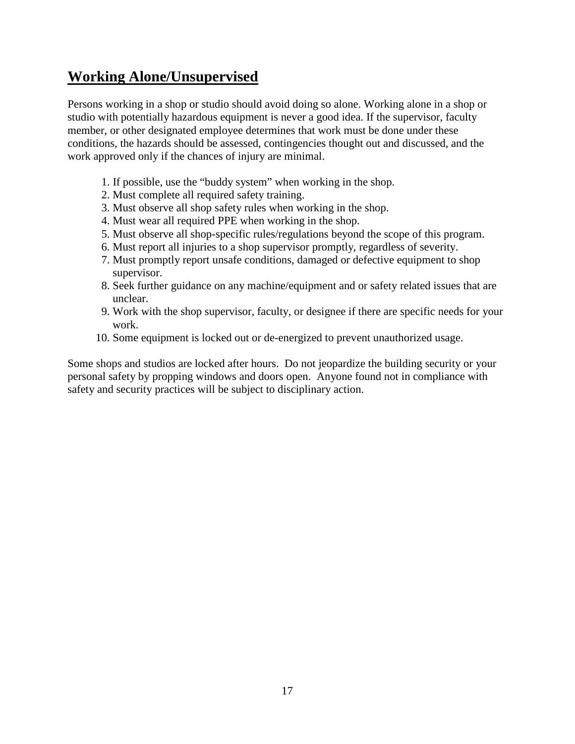## Working Alone/Unsupervised

Persons working in a shop or studio should avoid doing so alone. Working alone in a shop or studio with potentially hazardous equipment is never a good idea. If the supervisor, faculty member, or other designated employee determines that work must be done under these conditions, the hazards should be assessed, contingencies thought out and discussed, and the work approved only if the chances of injury are minimal.

1. If possible, use the "buddy system" when working in the shop.
2. Must complete all required safety training.
3. Must observe all shop safety rules when working in the shop.
4. Must wear all required PPE when working in the shop.
5. Must observe all shop-specific rules/regulations beyond the scope of this program.
6. Must report all injuries to a shop supervisor promptly, regardless of severity.
7. Must promptly report unsafe conditions, damaged or defective equipment to shop supervisor.
8. Seek further guidance on any machine/equipment and or safety related issues that are unclear.
9. Work with the shop supervisor, faculty, or designee if there are specific needs for your work.
10. Some equipment is locked out or de-energized to prevent unauthorized usage.

Some shops and studios are locked after hours. Do not jeopardize the building security or your personal safety by propping windows and doors open. Anyone found not in compliance with safety and security practices will be subject to disciplinary action.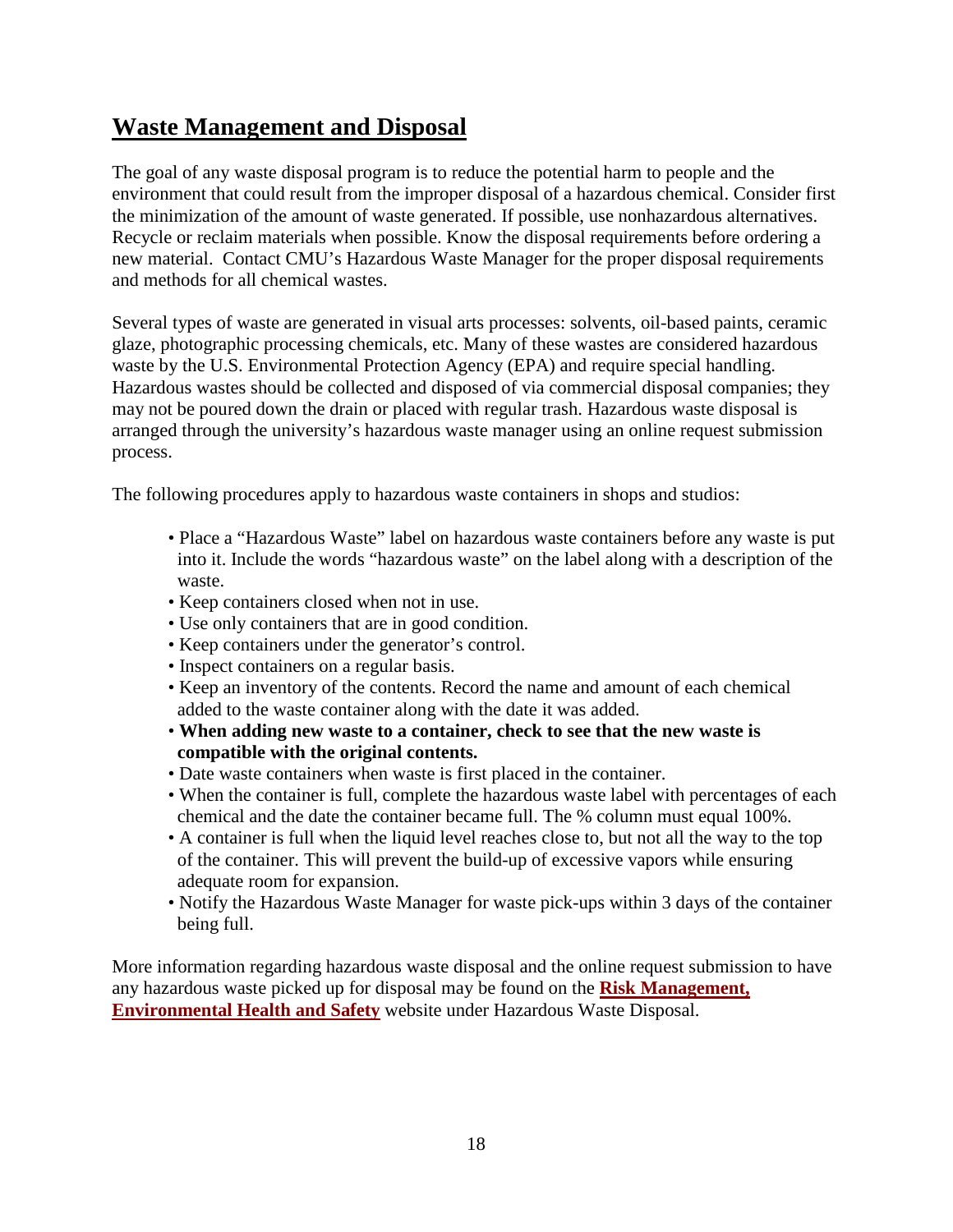## Waste Management and Disposal

The goal of any waste disposal program is to reduce the potential harm to people and the environment that could result from the improper disposal of a hazardous chemical. Consider first the minimization of the amount of waste generated. If possible, use nonhazardous alternatives. Recycle or reclaim materials when possible. Know the disposal requirements before ordering a new material. Contact CMU's Hazardous Waste Manager for the proper disposal requirements and methods for all chemical wastes.

Several types of waste are generated in visual arts processes: solvents, oil-based paints, ceramic glaze, photographic processing chemicals, etc. Many of these wastes are considered hazardous waste by the U.S. Environmental Protection Agency (EPA) and require special handling. Hazardous wastes should be collected and disposed of via commercial disposal companies; they may not be poured down the drain or placed with regular trash. Hazardous waste disposal is arranged through the university's hazardous waste manager using an online request submission process.

The following procedures apply to hazardous waste containers in shops and studios:

- Place a "Hazardous Waste" label on hazardous waste containers before any waste is put into it. Include the words "hazardous waste" on the label along with a description of the waste.
- Keep containers closed when not in use.
- Use only containers that are in good condition.
- Keep containers under the generator's control.
- Inspect containers on a regular basis.
- Keep an inventory of the contents. Record the name and amount of each chemical added to the waste container along with the date it was added.
- **When adding new waste to a container, check to see that the new waste is compatible with the original contents.**
- Date waste containers when waste is first placed in the container.
- When the container is full, complete the hazardous waste label with percentages of each chemical and the date the container became full. The % column must equal 100%.
- A container is full when the liquid level reaches close to, but not all the way to the top of the container. This will prevent the build-up of excessive vapors while ensuring adequate room for expansion.
- Notify the Hazardous Waste Manager for waste pick-ups within 3 days of the container being full.

More information regarding hazardous waste disposal and the online request submission to have any hazardous waste picked up for disposal may be found on the **Risk Management, Environmental Health and Safety** website under Hazardous Waste Disposal.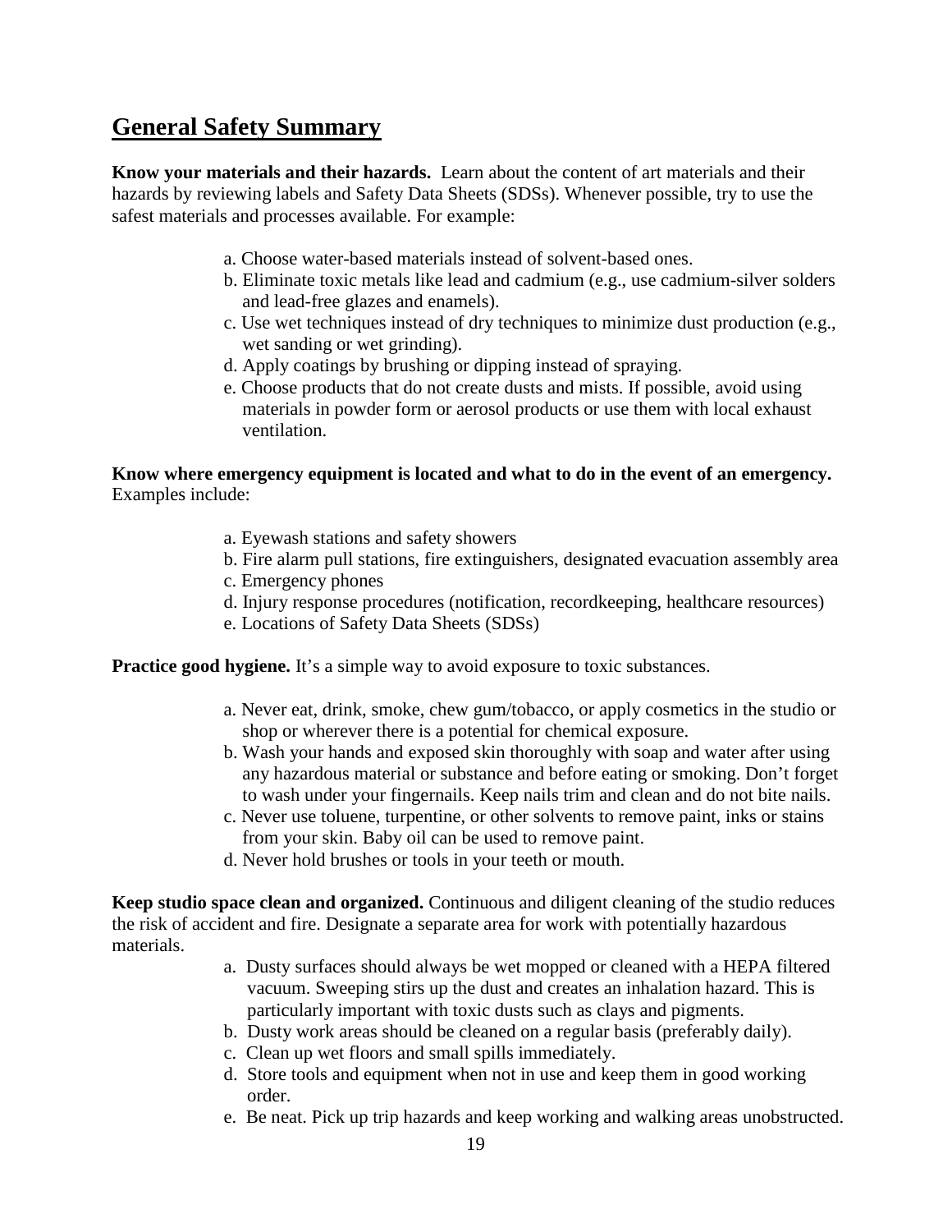## General Safety Summary

**Know your materials and their hazards.** Learn about the content of art materials and their hazards by reviewing labels and Safety Data Sheets (SDSs). Whenever possible, try to use the safest materials and processes available. For example:

a. Choose water-based materials instead of solvent-based ones.
b. Eliminate toxic metals like lead and cadmium (e.g., use cadmium-silver solders and lead-free glazes and enamels).
c. Use wet techniques instead of dry techniques to minimize dust production (e.g., wet sanding or wet grinding).
d. Apply coatings by brushing or dipping instead of spraying.
e. Choose products that do not create dusts and mists. If possible, avoid using materials in powder form or aerosol products or use them with local exhaust ventilation.

**Know where emergency equipment is located and what to do in the event of an emergency.** Examples include:

a. Eyewash stations and safety showers
b. Fire alarm pull stations, fire extinguishers, designated evacuation assembly area
c. Emergency phones
d. Injury response procedures (notification, recordkeeping, healthcare resources)
e. Locations of Safety Data Sheets (SDSs)

**Practice good hygiene.** It's a simple way to avoid exposure to toxic substances.

a. Never eat, drink, smoke, chew gum/tobacco, or apply cosmetics in the studio or shop or wherever there is a potential for chemical exposure.
b. Wash your hands and exposed skin thoroughly with soap and water after using any hazardous material or substance and before eating or smoking. Don't forget to wash under your fingernails. Keep nails trim and clean and do not bite nails.
c. Never use toluene, turpentine, or other solvents to remove paint, inks or stains from your skin. Baby oil can be used to remove paint.
d. Never hold brushes or tools in your teeth or mouth.

**Keep studio space clean and organized.** Continuous and diligent cleaning of the studio reduces the risk of accident and fire. Designate a separate area for work with potentially hazardous materials.

a. Dusty surfaces should always be wet mopped or cleaned with a HEPA filtered vacuum. Sweeping stirs up the dust and creates an inhalation hazard. This is particularly important with toxic dusts such as clays and pigments.
b. Dusty work areas should be cleaned on a regular basis (preferably daily).
c. Clean up wet floors and small spills immediately.
d. Store tools and equipment when not in use and keep them in good working order.
e. Be neat. Pick up trip hazards and keep working and walking areas unobstructed.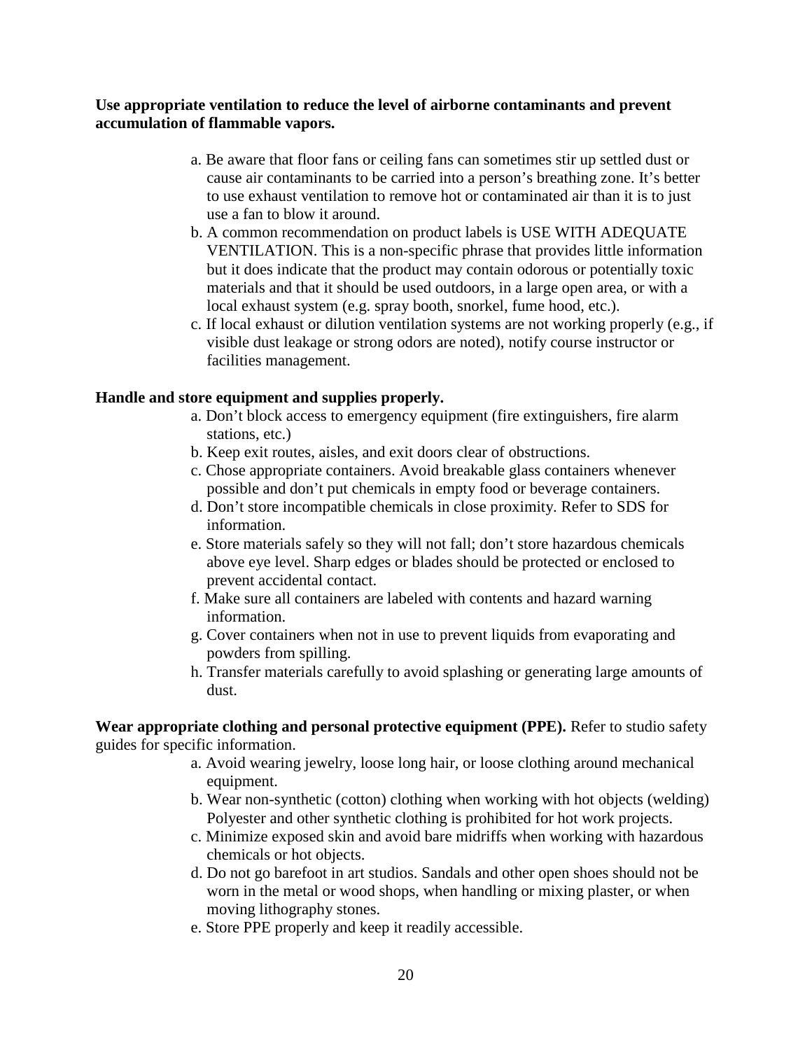**Use appropriate ventilation to reduce the level of airborne contaminants and prevent accumulation of flammable vapors.**

a. Be aware that floor fans or ceiling fans can sometimes stir up settled dust or cause air contaminants to be carried into a person's breathing zone. It's better to use exhaust ventilation to remove hot or contaminated air than it is to just use a fan to blow it around.
b. A common recommendation on product labels is USE WITH ADEQUATE VENTILATION. This is a non-specific phrase that provides little information but it does indicate that the product may contain odorous or potentially toxic materials and that it should be used outdoors, in a large open area, or with a local exhaust system (e.g. spray booth, snorkel, fume hood, etc.).
c. If local exhaust or dilution ventilation systems are not working properly (e.g., if visible dust leakage or strong odors are noted), notify course instructor or facilities management.

**Handle and store equipment and supplies properly.**

a. Don't block access to emergency equipment (fire extinguishers, fire alarm stations, etc.)
b. Keep exit routes, aisles, and exit doors clear of obstructions.
c. Chose appropriate containers. Avoid breakable glass containers whenever possible and don't put chemicals in empty food or beverage containers.
d. Don't store incompatible chemicals in close proximity. Refer to SDS for information.
e. Store materials safely so they will not fall; don't store hazardous chemicals above eye level. Sharp edges or blades should be protected or enclosed to prevent accidental contact.
f. Make sure all containers are labeled with contents and hazard warning information.
g. Cover containers when not in use to prevent liquids from evaporating and powders from spilling.
h. Transfer materials carefully to avoid splashing or generating large amounts of dust.

**Wear appropriate clothing and personal protective equipment (PPE).** Refer to studio safety guides for specific information.

a. Avoid wearing jewelry, loose long hair, or loose clothing around mechanical equipment.
b. Wear non-synthetic (cotton) clothing when working with hot objects (welding) Polyester and other synthetic clothing is prohibited for hot work projects.
c. Minimize exposed skin and avoid bare midriffs when working with hazardous chemicals or hot objects.
d. Do not go barefoot in art studios. Sandals and other open shoes should not be worn in the metal or wood shops, when handling or mixing plaster, or when moving lithography stones.
e. Store PPE properly and keep it readily accessible.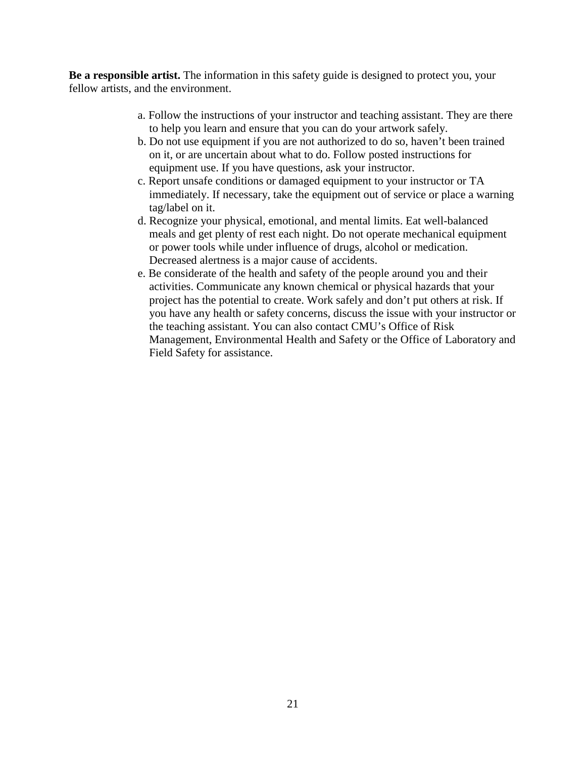**Be a responsible artist.** The information in this safety guide is designed to protect you, your fellow artists, and the environment.

a. Follow the instructions of your instructor and teaching assistant. They are there to help you learn and ensure that you can do your artwork safely.
b. Do not use equipment if you are not authorized to do so, haven't been trained on it, or are uncertain about what to do. Follow posted instructions for equipment use. If you have questions, ask your instructor.
c. Report unsafe conditions or damaged equipment to your instructor or TA immediately. If necessary, take the equipment out of service or place a warning tag/label on it.
d. Recognize your physical, emotional, and mental limits. Eat well-balanced meals and get plenty of rest each night. Do not operate mechanical equipment or power tools while under influence of drugs, alcohol or medication. Decreased alertness is a major cause of accidents.
e. Be considerate of the health and safety of the people around you and their activities. Communicate any known chemical or physical hazards that your project has the potential to create. Work safely and don't put others at risk. If you have any health or safety concerns, discuss the issue with your instructor or the teaching assistant. You can also contact CMU's Office of Risk Management, Environmental Health and Safety or the Office of Laboratory and Field Safety for assistance.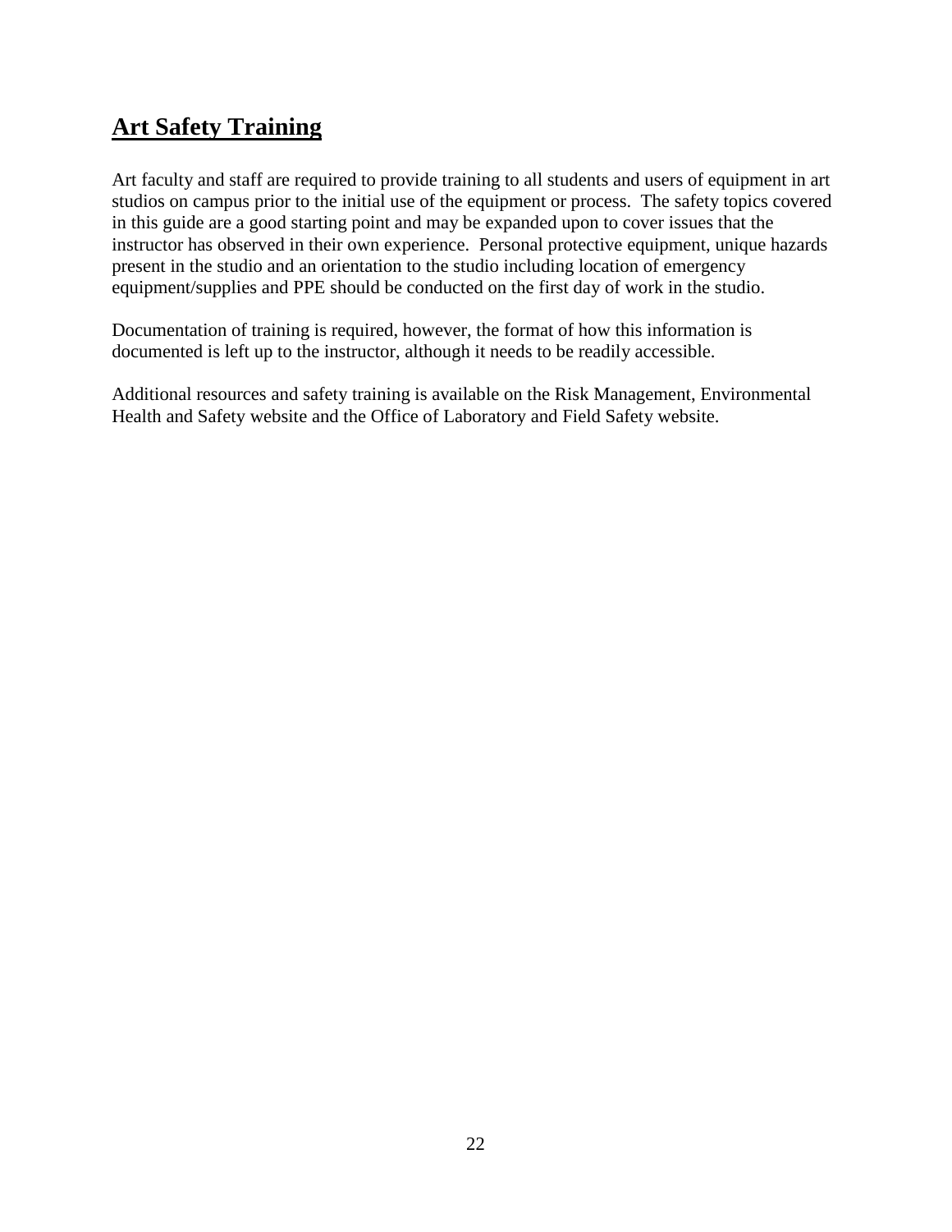## Art Safety Training

Art faculty and staff are required to provide training to all students and users of equipment in art studios on campus prior to the initial use of the equipment or process. The safety topics covered in this guide are a good starting point and may be expanded upon to cover issues that the instructor has observed in their own experience. Personal protective equipment, unique hazards present in the studio and an orientation to the studio including location of emergency equipment/supplies and PPE should be conducted on the first day of work in the studio.

Documentation of training is required, however, the format of how this information is documented is left up to the instructor, although it needs to be readily accessible.

Additional resources and safety training is available on the Risk Management, Environmental Health and Safety website and the Office of Laboratory and Field Safety website.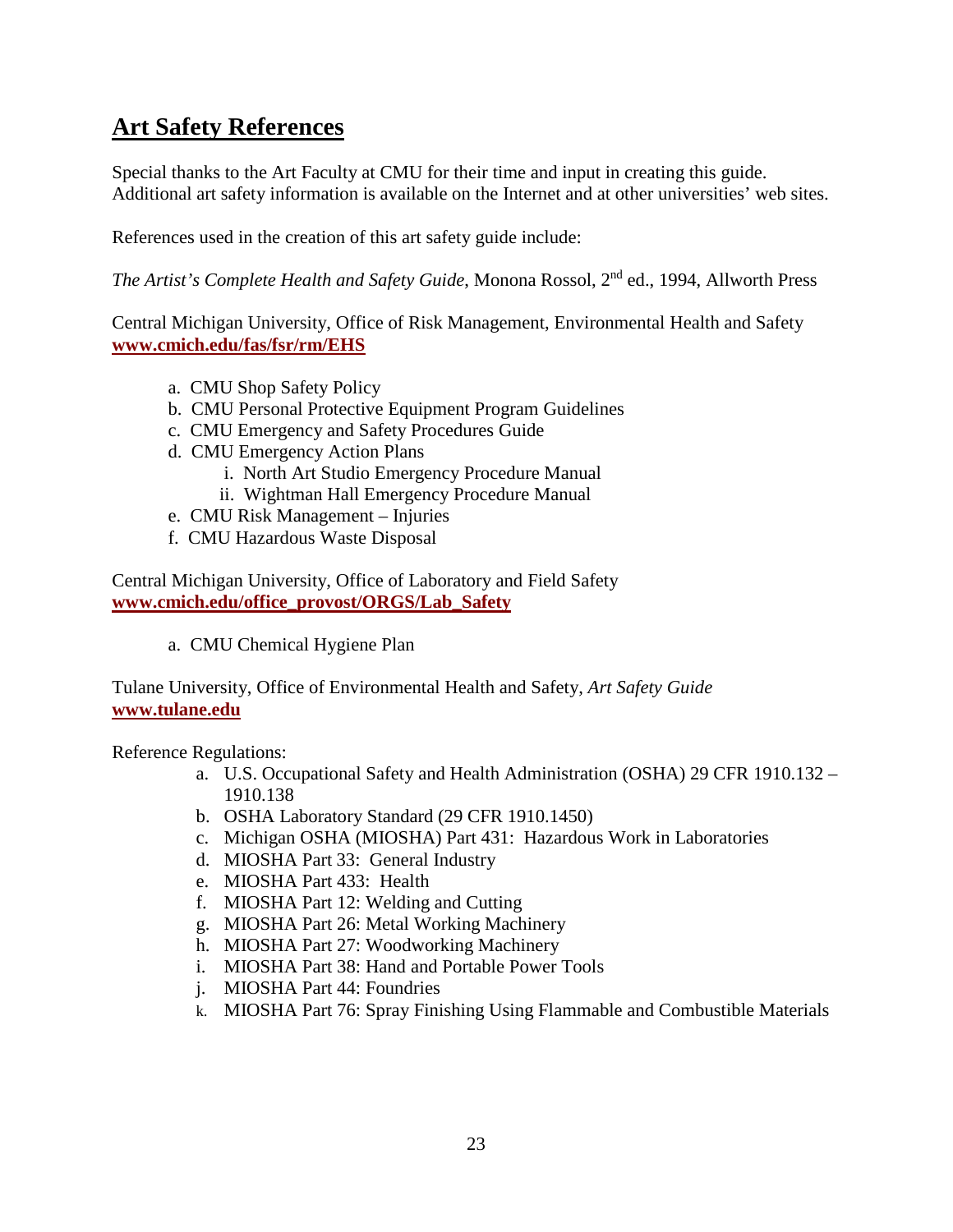## Art Safety References

Special thanks to the Art Faculty at CMU for their time and input in creating this guide. Additional art safety information is available on the Internet and at other universities' web sites.

References used in the creation of this art safety guide include:

*The Artist's Complete Health and Safety Guide*, Monona Rossol, 2nd ed., 1994, Allworth Press

Central Michigan University, Office of Risk Management, Environmental Health and Safety
**www.cmich.edu/fas/fsr/rm/EHS**

a. CMU Shop Safety Policy
b. CMU Personal Protective Equipment Program Guidelines
c. CMU Emergency and Safety Procedures Guide
d. CMU Emergency Action Plans
    i. North Art Studio Emergency Procedure Manual
    ii. Wightman Hall Emergency Procedure Manual
e. CMU Risk Management – Injuries
f. CMU Hazardous Waste Disposal

Central Michigan University, Office of Laboratory and Field Safety
**www.cmich.edu/office_provost/ORGS/Lab_Safety**

a. CMU Chemical Hygiene Plan

Tulane University, Office of Environmental Health and Safety, *Art Safety Guide*
**www.tulane.edu**

Reference Regulations:

a. U.S. Occupational Safety and Health Administration (OSHA) 29 CFR 1910.132 – 1910.138
b. OSHA Laboratory Standard (29 CFR 1910.1450)
c. Michigan OSHA (MIOSHA) Part 431: Hazardous Work in Laboratories
d. MIOSHA Part 33: General Industry
e. MIOSHA Part 433: Health
f. MIOSHA Part 12: Welding and Cutting
g. MIOSHA Part 26: Metal Working Machinery
h. MIOSHA Part 27: Woodworking Machinery
i. MIOSHA Part 38: Hand and Portable Power Tools
j. MIOSHA Part 44: Foundries
k. MIOSHA Part 76: Spray Finishing Using Flammable and Combustible Materials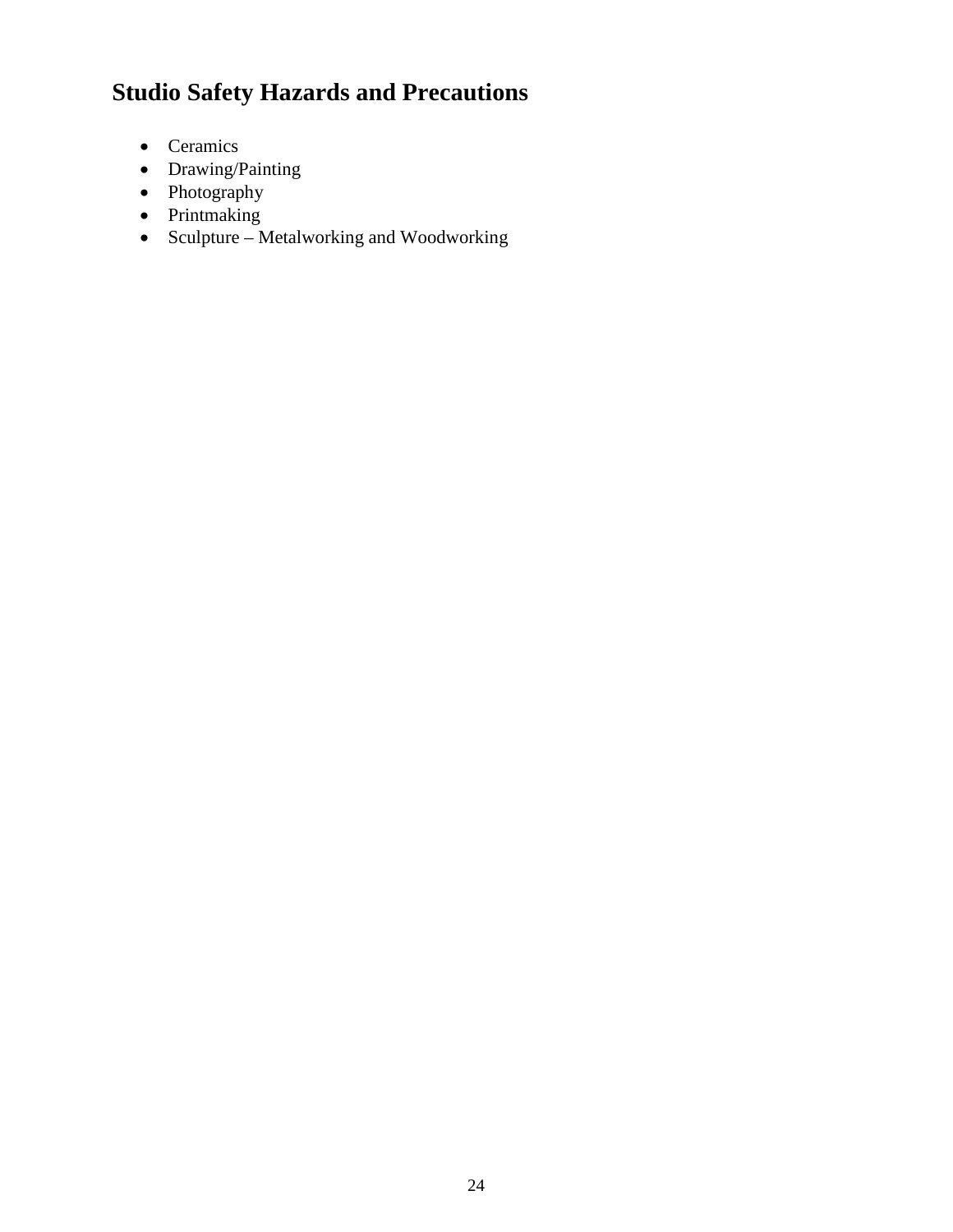## Studio Safety Hazards and Precautions

- Ceramics
- Drawing/Painting
- Photography
- Printmaking
- Sculpture – Metalworking and Woodworking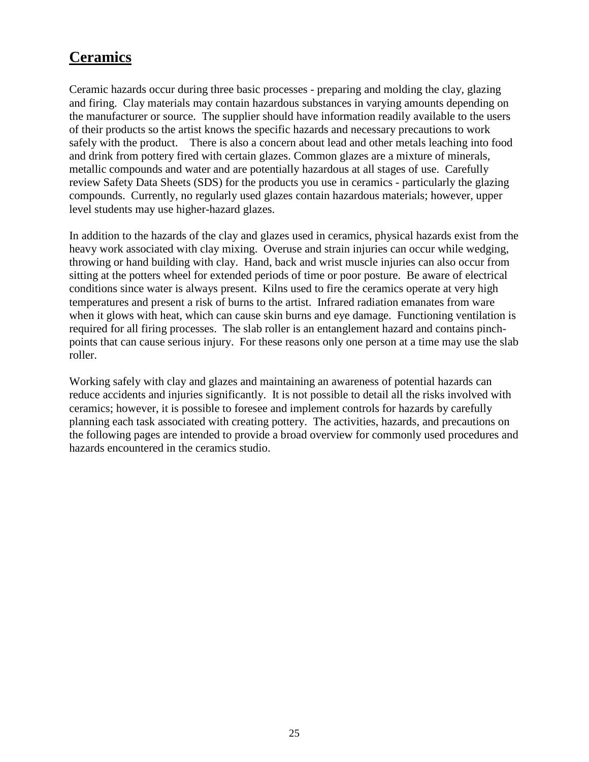# Ceramics

Ceramic hazards occur during three basic processes - preparing and molding the clay, glazing and firing. Clay materials may contain hazardous substances in varying amounts depending on the manufacturer or source. The supplier should have information readily available to the users of their products so the artist knows the specific hazards and necessary precautions to work safely with the product. There is also a concern about lead and other metals leaching into food and drink from pottery fired with certain glazes. Common glazes are a mixture of minerals, metallic compounds and water and are potentially hazardous at all stages of use. Carefully review Safety Data Sheets (SDS) for the products you use in ceramics - particularly the glazing compounds. Currently, no regularly used glazes contain hazardous materials; however, upper level students may use higher-hazard glazes.

In addition to the hazards of the clay and glazes used in ceramics, physical hazards exist from the heavy work associated with clay mixing. Overuse and strain injuries can occur while wedging, throwing or hand building with clay. Hand, back and wrist muscle injuries can also occur from sitting at the potters wheel for extended periods of time or poor posture. Be aware of electrical conditions since water is always present. Kilns used to fire the ceramics operate at very high temperatures and present a risk of burns to the artist. Infrared radiation emanates from ware when it glows with heat, which can cause skin burns and eye damage. Functioning ventilation is required for all firing processes. The slab roller is an entanglement hazard and contains pinch-points that can cause serious injury. For these reasons only one person at a time may use the slab roller.

Working safely with clay and glazes and maintaining an awareness of potential hazards can reduce accidents and injuries significantly. It is not possible to detail all the risks involved with ceramics; however, it is possible to foresee and implement controls for hazards by carefully planning each task associated with creating pottery. The activities, hazards, and precautions on the following pages are intended to provide a broad overview for commonly used procedures and hazards encountered in the ceramics studio.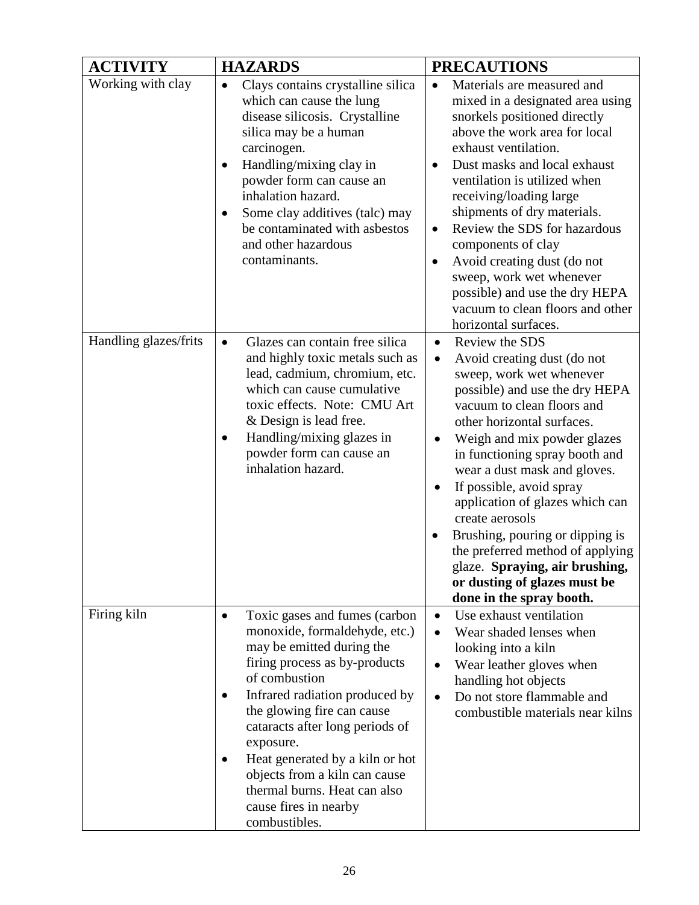| ACTIVITY | HAZARDS | PRECAUTIONS |
|---|---|---|
| Working with clay | • Clays contains crystalline silica which can cause the lung disease silicosis. Crystalline silica may be a human carcinogen.<br>• Handling/mixing clay in powder form can cause an inhalation hazard.<br>• Some clay additives (talc) may be contaminated with asbestos and other hazardous contaminants. | • Materials are measured and mixed in a designated area using snorkels positioned directly above the work area for local exhaust ventilation.<br>• Dust masks and local exhaust ventilation is utilized when receiving/loading large shipments of dry materials.<br>• Review the SDS for hazardous components of clay<br>• Avoid creating dust (do not sweep, work wet whenever possible) and use the dry HEPA vacuum to clean floors and other horizontal surfaces. |
| Handling glazes/frits | • Glazes can contain free silica and highly toxic metals such as lead, cadmium, chromium, etc. which can cause cumulative toxic effects. Note: CMU Art & Design is lead free.<br>• Handling/mixing glazes in powder form can cause an inhalation hazard. | • Review the SDS<br>• Avoid creating dust (do not sweep, work wet whenever possible) and use the dry HEPA vacuum to clean floors and other horizontal surfaces.<br>• Weigh and mix powder glazes in functioning spray booth and wear a dust mask and gloves.<br>• If possible, avoid spray application of glazes which can create aerosols<br>• Brushing, pouring or dipping is the preferred method of applying glaze. **Spraying, air brushing, or dusting of glazes must be done in the spray booth.** |
| Firing kiln | • Toxic gases and fumes (carbon monoxide, formaldehyde, etc.) may be emitted during the firing process as by-products of combustion<br>• Infrared radiation produced by the glowing fire can cause cataracts after long periods of exposure.<br>• Heat generated by a kiln or hot objects from a kiln can cause thermal burns. Heat can also cause fires in nearby combustibles. | • Use exhaust ventilation<br>• Wear shaded lenses when looking into a kiln<br>• Wear leather gloves when handling hot objects<br>• Do not store flammable and combustible materials near kilns |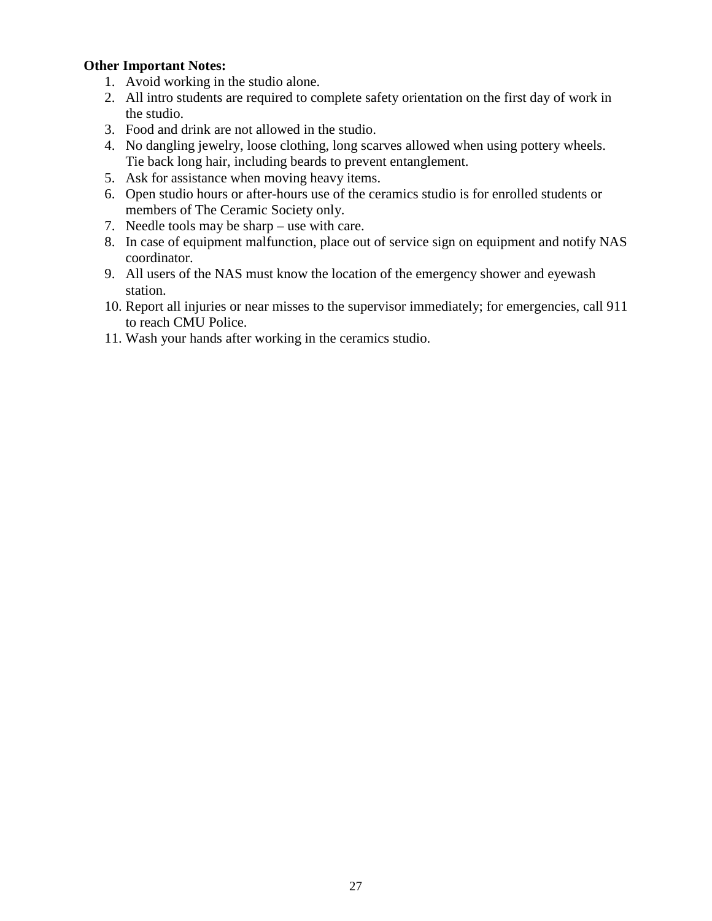**Other Important Notes:**

1. Avoid working in the studio alone.
2. All intro students are required to complete safety orientation on the first day of work in the studio.
3. Food and drink are not allowed in the studio.
4. No dangling jewelry, loose clothing, long scarves allowed when using pottery wheels. Tie back long hair, including beards to prevent entanglement.
5. Ask for assistance when moving heavy items.
6. Open studio hours or after-hours use of the ceramics studio is for enrolled students or members of The Ceramic Society only.
7. Needle tools may be sharp – use with care.
8. In case of equipment malfunction, place out of service sign on equipment and notify NAS coordinator.
9. All users of the NAS must know the location of the emergency shower and eyewash station.
10. Report all injuries or near misses to the supervisor immediately; for emergencies, call 911 to reach CMU Police.
11. Wash your hands after working in the ceramics studio.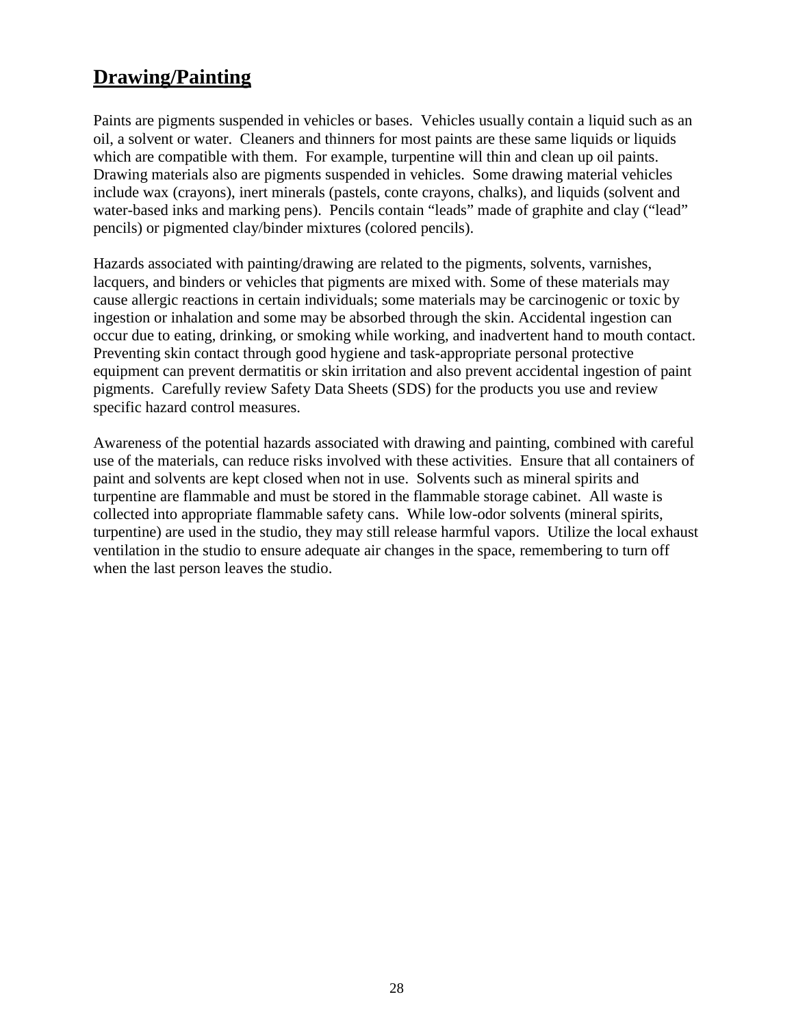# Drawing/Painting

Paints are pigments suspended in vehicles or bases. Vehicles usually contain a liquid such as an oil, a solvent or water. Cleaners and thinners for most paints are these same liquids or liquids which are compatible with them. For example, turpentine will thin and clean up oil paints. Drawing materials also are pigments suspended in vehicles. Some drawing material vehicles include wax (crayons), inert minerals (pastels, conte crayons, chalks), and liquids (solvent and water-based inks and marking pens). Pencils contain "leads" made of graphite and clay ("lead" pencils) or pigmented clay/binder mixtures (colored pencils).

Hazards associated with painting/drawing are related to the pigments, solvents, varnishes, lacquers, and binders or vehicles that pigments are mixed with. Some of these materials may cause allergic reactions in certain individuals; some materials may be carcinogenic or toxic by ingestion or inhalation and some may be absorbed through the skin. Accidental ingestion can occur due to eating, drinking, or smoking while working, and inadvertent hand to mouth contact. Preventing skin contact through good hygiene and task-appropriate personal protective equipment can prevent dermatitis or skin irritation and also prevent accidental ingestion of paint pigments. Carefully review Safety Data Sheets (SDS) for the products you use and review specific hazard control measures.

Awareness of the potential hazards associated with drawing and painting, combined with careful use of the materials, can reduce risks involved with these activities. Ensure that all containers of paint and solvents are kept closed when not in use. Solvents such as mineral spirits and turpentine are flammable and must be stored in the flammable storage cabinet. All waste is collected into appropriate flammable safety cans. While low-odor solvents (mineral spirits, turpentine) are used in the studio, they may still release harmful vapors. Utilize the local exhaust ventilation in the studio to ensure adequate air changes in the space, remembering to turn off when the last person leaves the studio.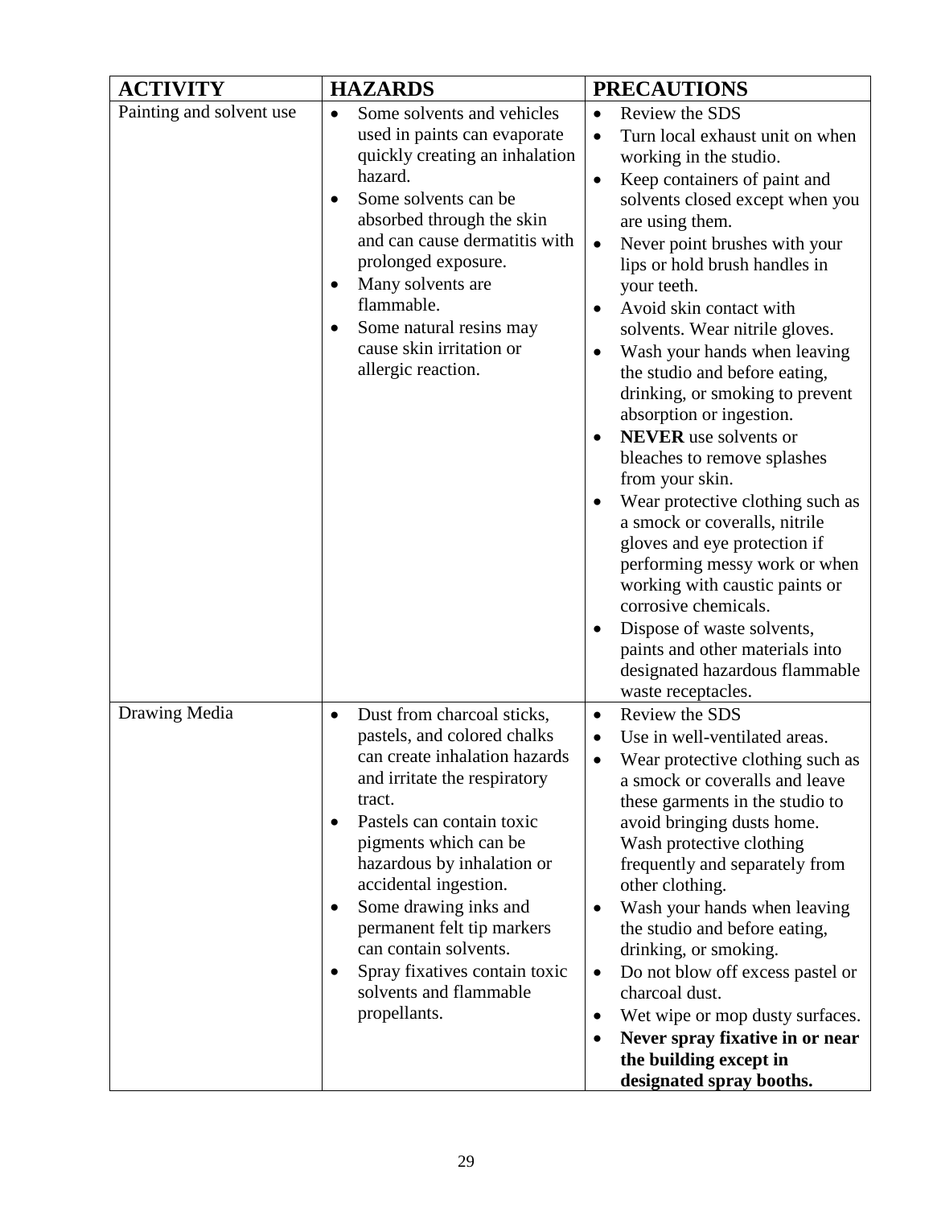| ACTIVITY | HAZARDS | PRECAUTIONS |
|---|---|---|
| Painting and solvent use | • Some solvents and vehicles used in paints can evaporate quickly creating an inhalation hazard.<br>• Some solvents can be absorbed through the skin and can cause dermatitis with prolonged exposure.<br>• Many solvents are flammable.<br>• Some natural resins may cause skin irritation or allergic reaction. | • Review the SDS<br>• Turn local exhaust unit on when working in the studio.<br>• Keep containers of paint and solvents closed except when you are using them.<br>• Never point brushes with your lips or hold brush handles in your teeth.<br>• Avoid skin contact with solvents. Wear nitrile gloves.<br>• Wash your hands when leaving the studio and before eating, drinking, or smoking to prevent absorption or ingestion.<br>• **NEVER** use solvents or bleaches to remove splashes from your skin.<br>• Wear protective clothing such as a smock or coveralls, nitrile gloves and eye protection if performing messy work or when working with caustic paints or corrosive chemicals.<br>• Dispose of waste solvents, paints and other materials into designated hazardous flammable waste receptacles. |
| Drawing Media | • Dust from charcoal sticks, pastels, and colored chalks can create inhalation hazards and irritate the respiratory tract.<br>• Pastels can contain toxic pigments which can be hazardous by inhalation or accidental ingestion.<br>• Some drawing inks and permanent felt tip markers can contain solvents.<br>• Spray fixatives contain toxic solvents and flammable propellants. | • Review the SDS<br>• Use in well-ventilated areas.<br>• Wear protective clothing such as a smock or coveralls and leave these garments in the studio to avoid bringing dusts home. Wash protective clothing frequently and separately from other clothing.<br>• Wash your hands when leaving the studio and before eating, drinking, or smoking.<br>• Do not blow off excess pastel or charcoal dust.<br>• Wet wipe or mop dusty surfaces.<br>• **Never spray fixative in or near the building except in designated spray booths.** |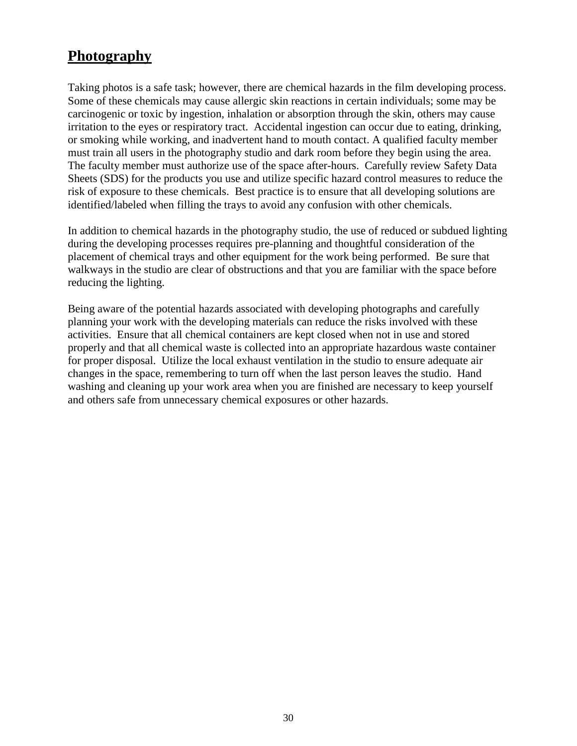## Photography

Taking photos is a safe task; however, there are chemical hazards in the film developing process. Some of these chemicals may cause allergic skin reactions in certain individuals; some may be carcinogenic or toxic by ingestion, inhalation or absorption through the skin, others may cause irritation to the eyes or respiratory tract. Accidental ingestion can occur due to eating, drinking, or smoking while working, and inadvertent hand to mouth contact. A qualified faculty member must train all users in the photography studio and dark room before they begin using the area. The faculty member must authorize use of the space after-hours. Carefully review Safety Data Sheets (SDS) for the products you use and utilize specific hazard control measures to reduce the risk of exposure to these chemicals. Best practice is to ensure that all developing solutions are identified/labeled when filling the trays to avoid any confusion with other chemicals.

In addition to chemical hazards in the photography studio, the use of reduced or subdued lighting during the developing processes requires pre-planning and thoughtful consideration of the placement of chemical trays and other equipment for the work being performed. Be sure that walkways in the studio are clear of obstructions and that you are familiar with the space before reducing the lighting.

Being aware of the potential hazards associated with developing photographs and carefully planning your work with the developing materials can reduce the risks involved with these activities. Ensure that all chemical containers are kept closed when not in use and stored properly and that all chemical waste is collected into an appropriate hazardous waste container for proper disposal. Utilize the local exhaust ventilation in the studio to ensure adequate air changes in the space, remembering to turn off when the last person leaves the studio. Hand washing and cleaning up your work area when you are finished are necessary to keep yourself and others safe from unnecessary chemical exposures or other hazards.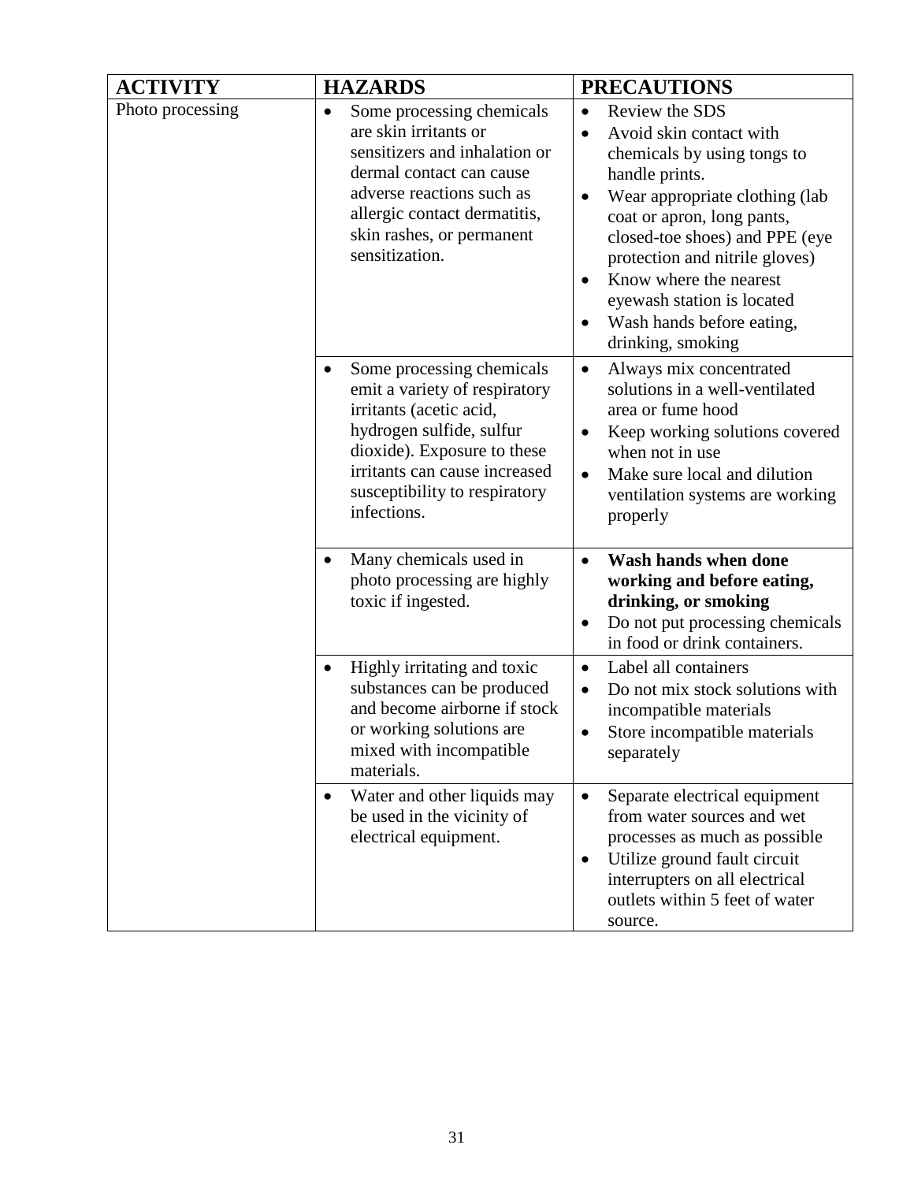| ACTIVITY | HAZARDS | PRECAUTIONS |
|---|---|---|
| Photo processing | • Some processing chemicals are skin irritants or sensitizers and inhalation or dermal contact can cause adverse reactions such as allergic contact dermatitis, skin rashes, or permanent sensitization. | • Review the SDS<br>• Avoid skin contact with chemicals by using tongs to handle prints.<br>• Wear appropriate clothing (lab coat or apron, long pants, closed-toe shoes) and PPE (eye protection and nitrile gloves)<br>• Know where the nearest eyewash station is located<br>• Wash hands before eating, drinking, smoking |
| | • Some processing chemicals emit a variety of respiratory irritants (acetic acid, hydrogen sulfide, sulfur dioxide). Exposure to these irritants can cause increased susceptibility to respiratory infections. | • Always mix concentrated solutions in a well-ventilated area or fume hood<br>• Keep working solutions covered when not in use<br>• Make sure local and dilution ventilation systems are working properly |
| | • Many chemicals used in photo processing are highly toxic if ingested. | • **Wash hands when done working and before eating, drinking, or smoking**<br>• Do not put processing chemicals in food or drink containers. |
| | • Highly irritating and toxic substances can be produced and become airborne if stock or working solutions are mixed with incompatible materials. | • Label all containers<br>• Do not mix stock solutions with incompatible materials<br>• Store incompatible materials separately |
| | • Water and other liquids may be used in the vicinity of electrical equipment. | • Separate electrical equipment from water sources and wet processes as much as possible<br>• Utilize ground fault circuit interrupters on all electrical outlets within 5 feet of water source. |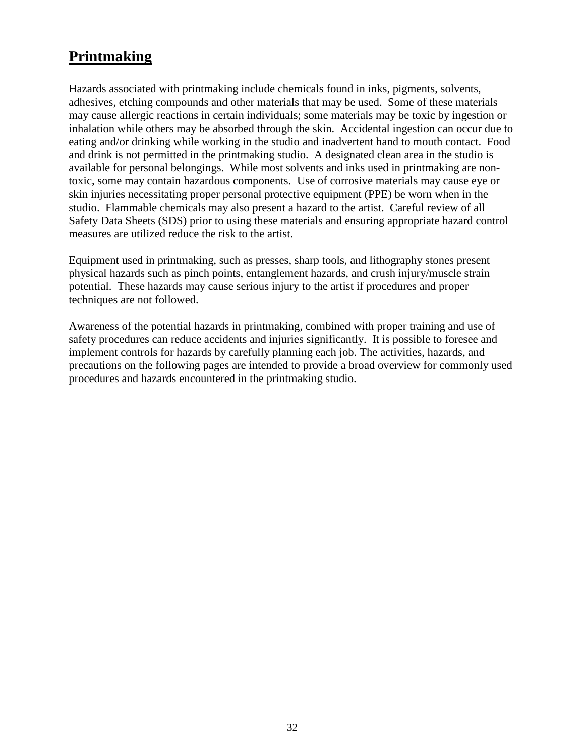# **Printmaking**

Hazards associated with printmaking include chemicals found in inks, pigments, solvents, adhesives, etching compounds and other materials that may be used. Some of these materials may cause allergic reactions in certain individuals; some materials may be toxic by ingestion or inhalation while others may be absorbed through the skin. Accidental ingestion can occur due to eating and/or drinking while working in the studio and inadvertent hand to mouth contact. Food and drink is not permitted in the printmaking studio. A designated clean area in the studio is available for personal belongings. While most solvents and inks used in printmaking are non-toxic, some may contain hazardous components. Use of corrosive materials may cause eye or skin injuries necessitating proper personal protective equipment (PPE) be worn when in the studio. Flammable chemicals may also present a hazard to the artist. Careful review of all Safety Data Sheets (SDS) prior to using these materials and ensuring appropriate hazard control measures are utilized reduce the risk to the artist.

Equipment used in printmaking, such as presses, sharp tools, and lithography stones present physical hazards such as pinch points, entanglement hazards, and crush injury/muscle strain potential. These hazards may cause serious injury to the artist if procedures and proper techniques are not followed.

Awareness of the potential hazards in printmaking, combined with proper training and use of safety procedures can reduce accidents and injuries significantly. It is possible to foresee and implement controls for hazards by carefully planning each job. The activities, hazards, and precautions on the following pages are intended to provide a broad overview for commonly used procedures and hazards encountered in the printmaking studio.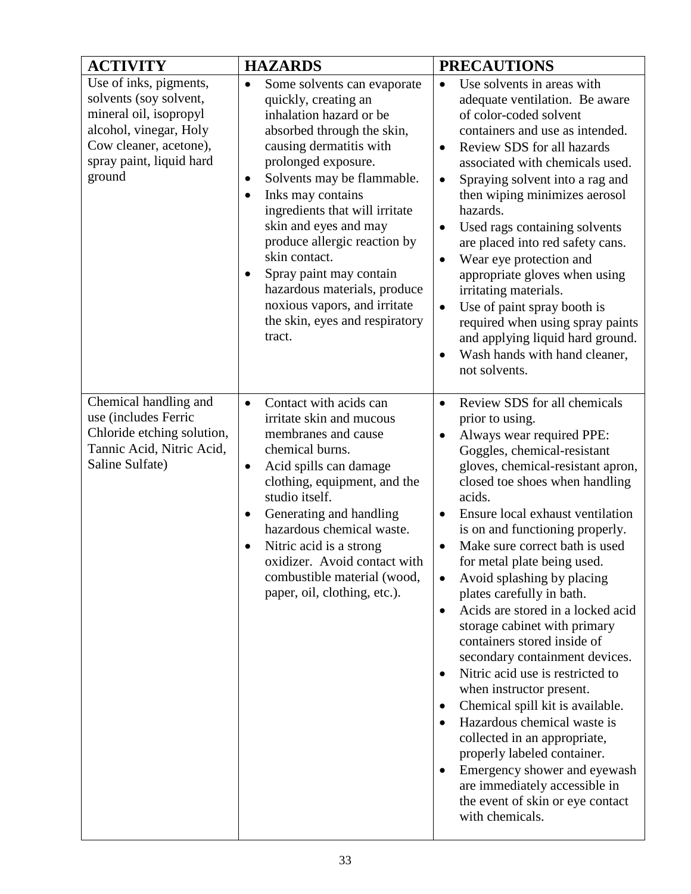| ACTIVITY | HAZARDS | PRECAUTIONS |
|---|---|---|
| Use of inks, pigments, solvents (soy solvent, mineral oil, isopropyl alcohol, vinegar, Holy Cow cleaner, acetone), spray paint, liquid hard ground | • Some solvents can evaporate quickly, creating an inhalation hazard or be absorbed through the skin, causing dermatitis with prolonged exposure.<br>• Solvents may be flammable.<br>• Inks may contains ingredients that will irritate skin and eyes and may produce allergic reaction by skin contact.<br>• Spray paint may contain hazardous materials, produce noxious vapors, and irritate the skin, eyes and respiratory tract. | • Use solvents in areas with adequate ventilation. Be aware of color-coded solvent containers and use as intended.<br>• Review SDS for all hazards associated with chemicals used.<br>• Spraying solvent into a rag and then wiping minimizes aerosol hazards.<br>• Used rags containing solvents are placed into red safety cans.<br>• Wear eye protection and appropriate gloves when using irritating materials.<br>• Use of paint spray booth is required when using spray paints and applying liquid hard ground.<br>• Wash hands with hand cleaner, not solvents. |
| Chemical handling and use (includes Ferric Chloride etching solution, Tannic Acid, Nitric Acid, Saline Sulfate) | • Contact with acids can irritate skin and mucous membranes and cause chemical burns.<br>• Acid spills can damage clothing, equipment, and the studio itself.<br>• Generating and handling hazardous chemical waste.<br>• Nitric acid is a strong oxidizer. Avoid contact with combustible material (wood, paper, oil, clothing, etc.). | • Review SDS for all chemicals prior to using.<br>• Always wear required PPE: Goggles, chemical-resistant gloves, chemical-resistant apron, closed toe shoes when handling acids.<br>• Ensure local exhaust ventilation is on and functioning properly.<br>• Make sure correct bath is used for metal plate being used.<br>• Avoid splashing by placing plates carefully in bath.<br>• Acids are stored in a locked acid storage cabinet with primary containers stored inside of secondary containment devices.<br>• Nitric acid use is restricted to when instructor present.<br>• Chemical spill kit is available.<br>• Hazardous chemical waste is collected in an appropriate, properly labeled container.<br>• Emergency shower and eyewash are immediately accessible in the event of skin or eye contact with chemicals. |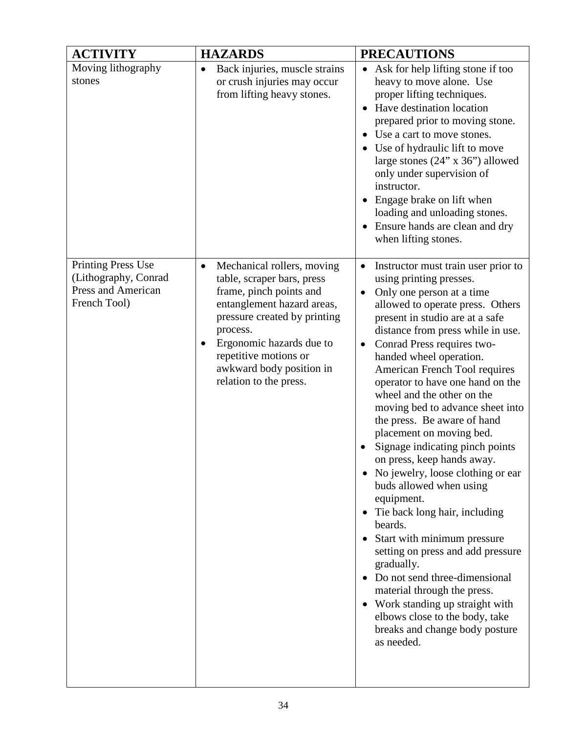| ACTIVITY | HAZARDS | PRECAUTIONS |
|---|---|---|
| Moving lithography stones | • Back injuries, muscle strains or crush injuries may occur from lifting heavy stones. | • Ask for help lifting stone if too heavy to move alone. Use proper lifting techniques.<br>• Have destination location prepared prior to moving stone.<br>• Use a cart to move stones.<br>• Use of hydraulic lift to move large stones (24" x 36") allowed only under supervision of instructor.<br>• Engage brake on lift when loading and unloading stones.<br>• Ensure hands are clean and dry when lifting stones. |
| Printing Press Use (Lithography, Conrad Press and American French Tool) | • Mechanical rollers, moving table, scraper bars, press frame, pinch points and entanglement hazard areas, pressure created by printing process.<br>• Ergonomic hazards due to repetitive motions or awkward body position in relation to the press. | • Instructor must train user prior to using printing presses.<br>• Only one person at a time allowed to operate press. Others present in studio are at a safe distance from press while in use.<br>• Conrad Press requires two-handed wheel operation. American French Tool requires operator to have one hand on the wheel and the other on the moving bed to advance sheet into the press. Be aware of hand placement on moving bed.<br>• Signage indicating pinch points on press, keep hands away.<br>• No jewelry, loose clothing or ear buds allowed when using equipment.<br>• Tie back long hair, including beards.<br>• Start with minimum pressure setting on press and add pressure gradually.<br>• Do not send three-dimensional material through the press.<br>• Work standing up straight with elbows close to the body, take breaks and change body posture as needed. |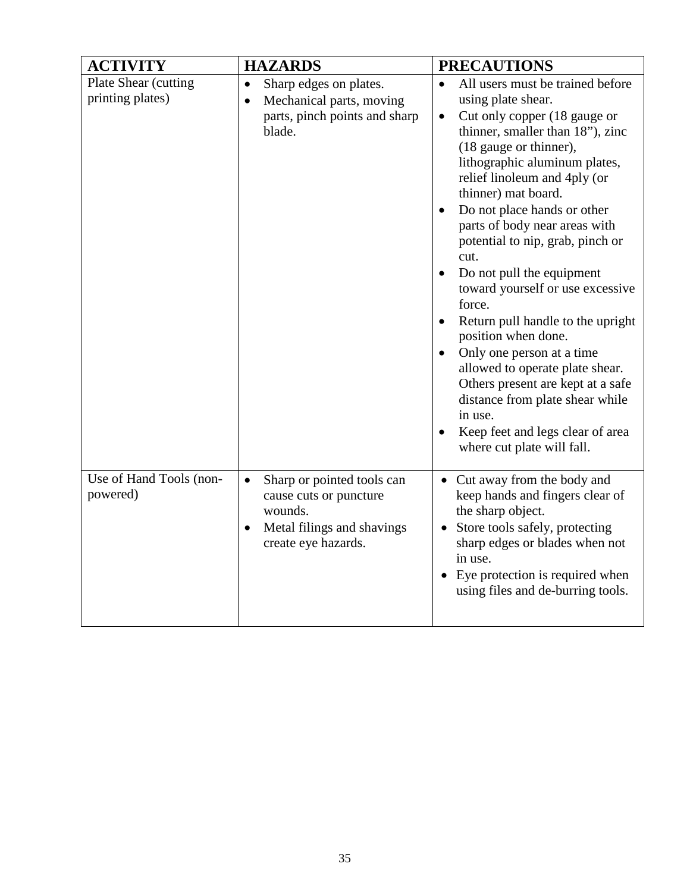| ACTIVITY | HAZARDS | PRECAUTIONS |
|---|---|---|
| Plate Shear (cutting printing plates) | • Sharp edges on plates.<br>• Mechanical parts, moving parts, pinch points and sharp blade. | • All users must be trained before using plate shear.<br>• Cut only copper (18 gauge or thinner, smaller than 18”), zinc (18 gauge or thinner), lithographic aluminum plates, relief linoleum and 4ply (or thinner) mat board.<br>• Do not place hands or other parts of body near areas with potential to nip, grab, pinch or cut.<br>• Do not pull the equipment toward yourself or use excessive force.<br>• Return pull handle to the upright position when done.<br>• Only one person at a time allowed to operate plate shear. Others present are kept at a safe distance from plate shear while in use.<br>• Keep feet and legs clear of area where cut plate will fall. |
| Use of Hand Tools (non-powered) | • Sharp or pointed tools can cause cuts or puncture wounds.<br>• Metal filings and shavings create eye hazards. | • Cut away from the body and keep hands and fingers clear of the sharp object.<br>• Store tools safely, protecting sharp edges or blades when not in use.<br>• Eye protection is required when using files and de-burring tools. |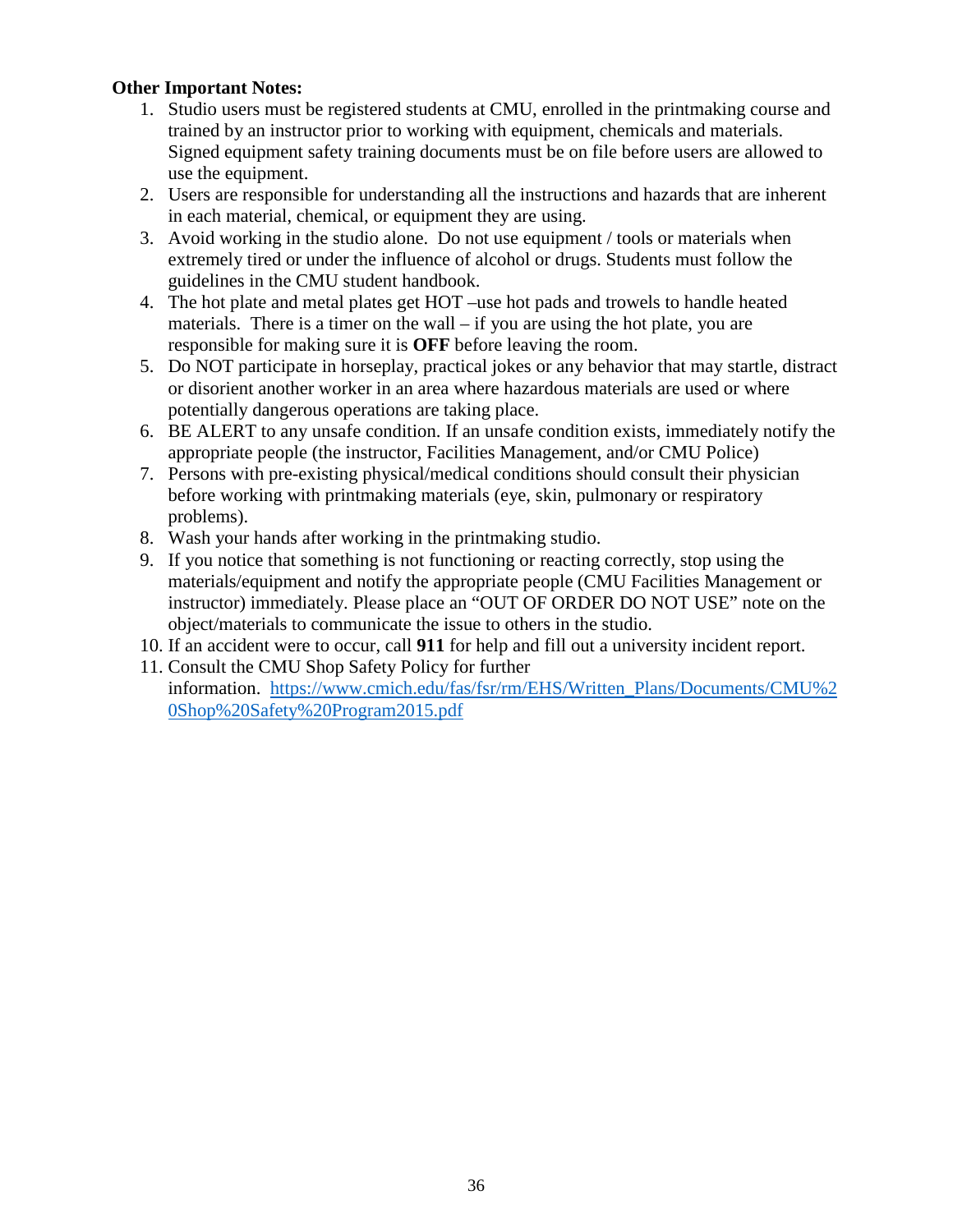**Other Important Notes:**

1. Studio users must be registered students at CMU, enrolled in the printmaking course and trained by an instructor prior to working with equipment, chemicals and materials. Signed equipment safety training documents must be on file before users are allowed to use the equipment.
2. Users are responsible for understanding all the instructions and hazards that are inherent in each material, chemical, or equipment they are using.
3. Avoid working in the studio alone. Do not use equipment / tools or materials when extremely tired or under the influence of alcohol or drugs. Students must follow the guidelines in the CMU student handbook.
4. The hot plate and metal plates get HOT –use hot pads and trowels to handle heated materials. There is a timer on the wall – if you are using the hot plate, you are responsible for making sure it is **OFF** before leaving the room.
5. Do NOT participate in horseplay, practical jokes or any behavior that may startle, distract or disorient another worker in an area where hazardous materials are used or where potentially dangerous operations are taking place.
6. BE ALERT to any unsafe condition. If an unsafe condition exists, immediately notify the appropriate people (the instructor, Facilities Management, and/or CMU Police)
7. Persons with pre-existing physical/medical conditions should consult their physician before working with printmaking materials (eye, skin, pulmonary or respiratory problems).
8. Wash your hands after working in the printmaking studio.
9. If you notice that something is not functioning or reacting correctly, stop using the materials/equipment and notify the appropriate people (CMU Facilities Management or instructor) immediately. Please place an "OUT OF ORDER DO NOT USE" note on the object/materials to communicate the issue to others in the studio.
10. If an accident were to occur, call **911** for help and fill out a university incident report.
11. Consult the CMU Shop Safety Policy for further information. [https://www.cmich.edu/fas/fsr/rm/EHS/Written_Plans/Documents/CMU%20Shop%20Safety%20Program2015.pdf](https://www.cmich.edu/fas/fsr/rm/EHS/Written_Plans/Documents/CMU%20Shop%20Safety%20Program2015.pdf)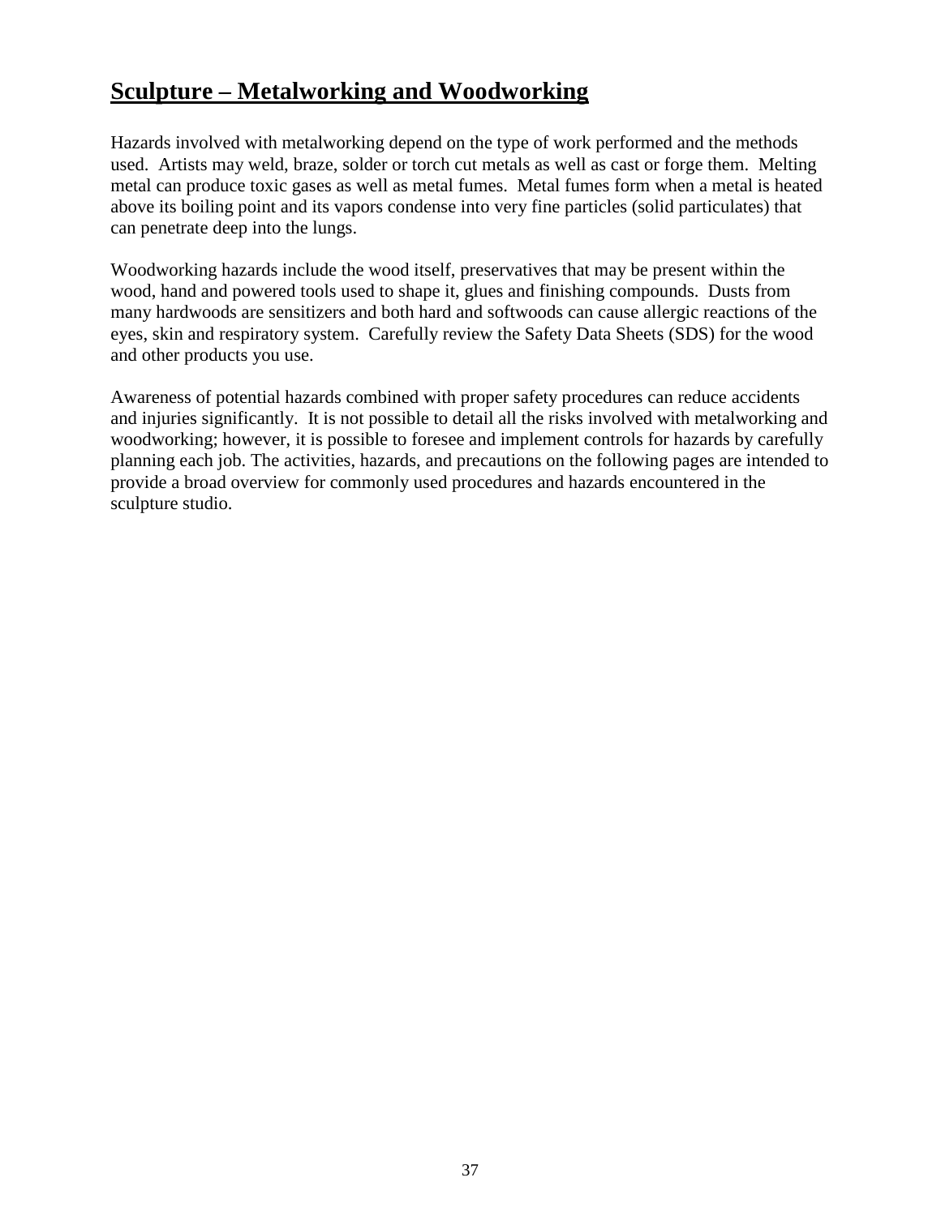# Sculpture – Metalworking and Woodworking

Hazards involved with metalworking depend on the type of work performed and the methods used. Artists may weld, braze, solder or torch cut metals as well as cast or forge them. Melting metal can produce toxic gases as well as metal fumes. Metal fumes form when a metal is heated above its boiling point and its vapors condense into very fine particles (solid particulates) that can penetrate deep into the lungs.

Woodworking hazards include the wood itself, preservatives that may be present within the wood, hand and powered tools used to shape it, glues and finishing compounds. Dusts from many hardwoods are sensitizers and both hard and softwoods can cause allergic reactions of the eyes, skin and respiratory system. Carefully review the Safety Data Sheets (SDS) for the wood and other products you use.

Awareness of potential hazards combined with proper safety procedures can reduce accidents and injuries significantly. It is not possible to detail all the risks involved with metalworking and woodworking; however, it is possible to foresee and implement controls for hazards by carefully planning each job. The activities, hazards, and precautions on the following pages are intended to provide a broad overview for commonly used procedures and hazards encountered in the sculpture studio.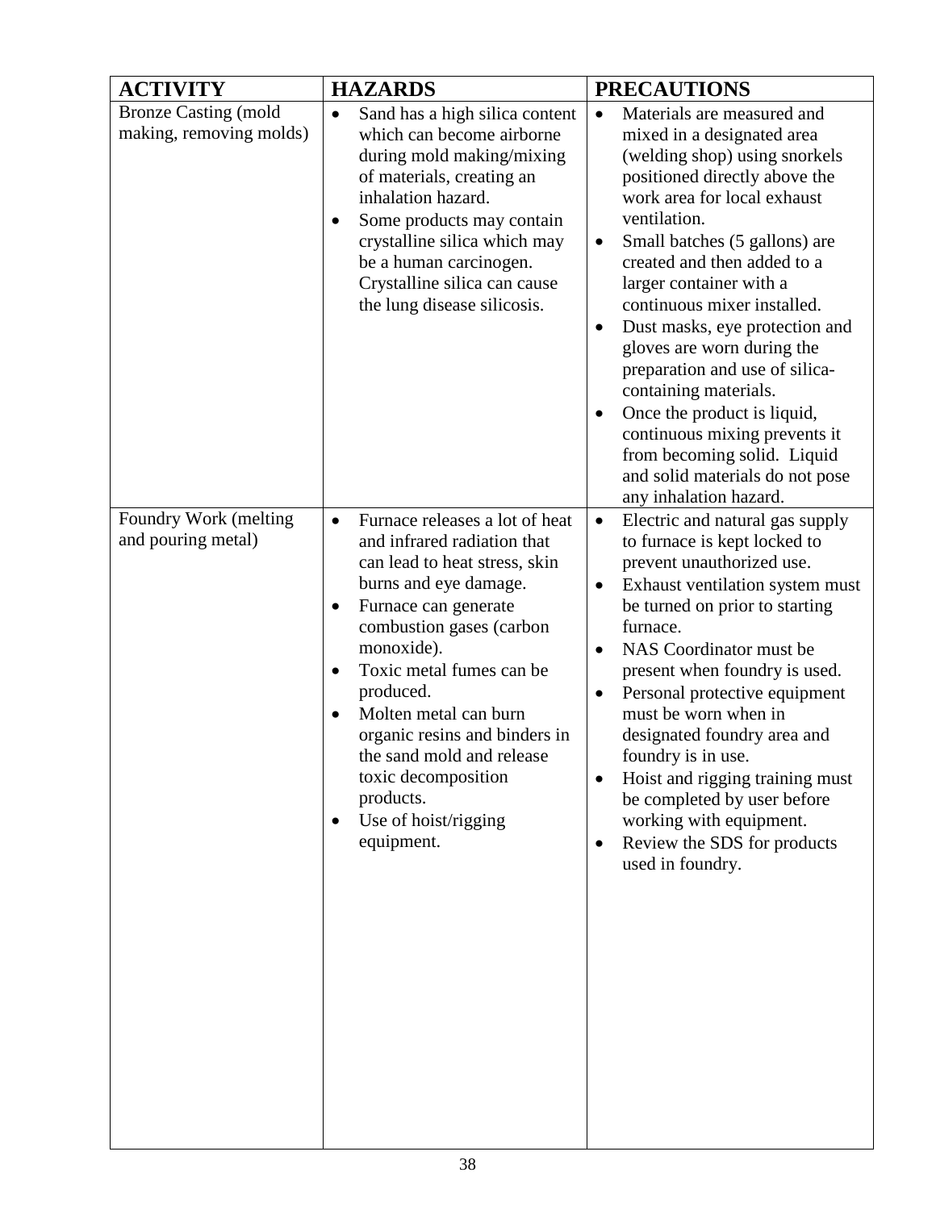| ACTIVITY | HAZARDS | PRECAUTIONS |
|---|---|---|
| Bronze Casting (mold making, removing molds) | • Sand has a high silica content which can become airborne during mold making/mixing of materials, creating an inhalation hazard.<br>• Some products may contain crystalline silica which may be a human carcinogen. Crystalline silica can cause the lung disease silicosis. | • Materials are measured and mixed in a designated area (welding shop) using snorkels positioned directly above the work area for local exhaust ventilation.<br>• Small batches (5 gallons) are created and then added to a larger container with a continuous mixer installed.<br>• Dust masks, eye protection and gloves are worn during the preparation and use of silica-containing materials.<br>• Once the product is liquid, continuous mixing prevents it from becoming solid. Liquid and solid materials do not pose any inhalation hazard. |
| Foundry Work (melting and pouring metal) | • Furnace releases a lot of heat and infrared radiation that can lead to heat stress, skin burns and eye damage.<br>• Furnace can generate combustion gases (carbon monoxide).<br>• Toxic metal fumes can be produced.<br>• Molten metal can burn organic resins and binders in the sand mold and release toxic decomposition products.<br>• Use of hoist/rigging equipment. | • Electric and natural gas supply to furnace is kept locked to prevent unauthorized use.<br>• Exhaust ventilation system must be turned on prior to starting furnace.<br>• NAS Coordinator must be present when foundry is used.<br>• Personal protective equipment must be worn when in designated foundry area and foundry is in use.<br>• Hoist and rigging training must be completed by user before working with equipment.<br>• Review the SDS for products used in foundry. |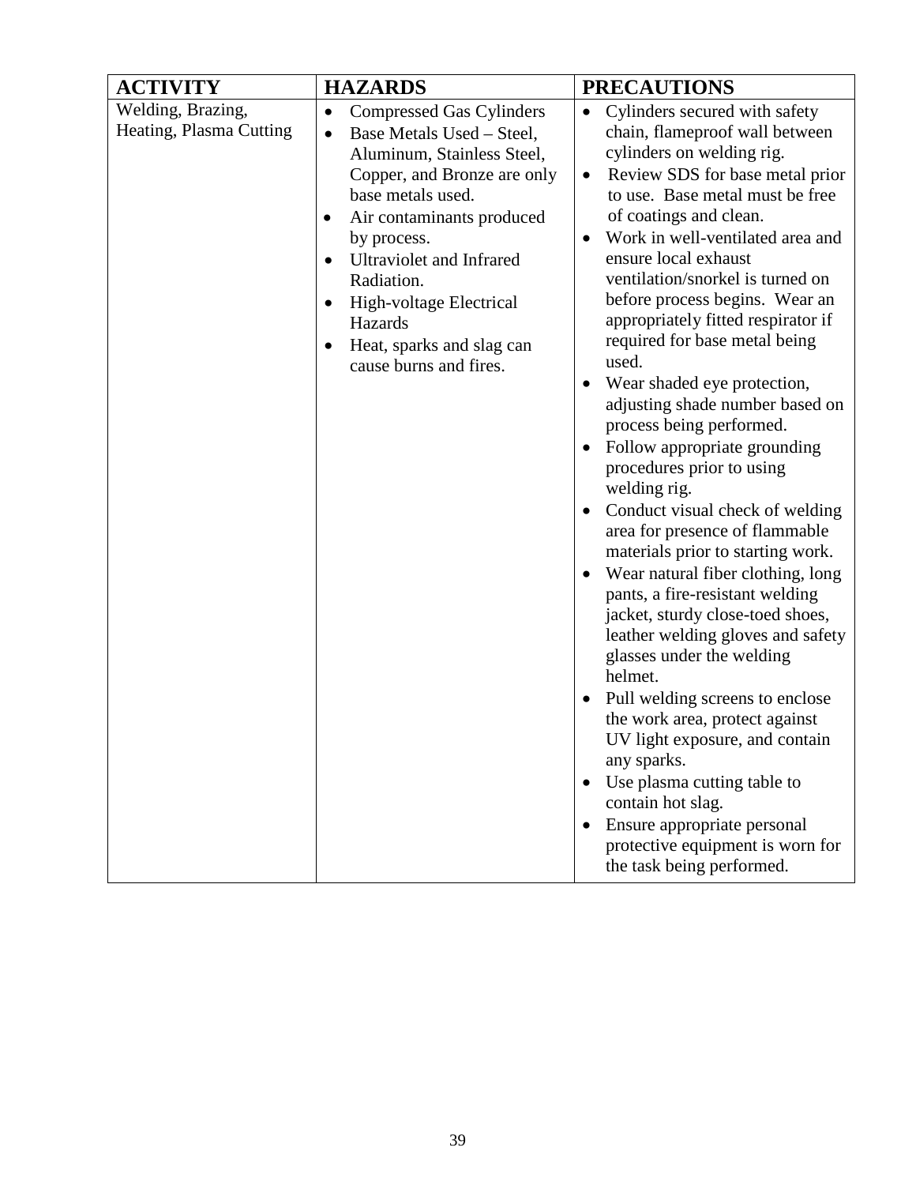| ACTIVITY | HAZARDS | PRECAUTIONS |
|---|---|---|
| Welding, Brazing, Heating, Plasma Cutting | • Compressed Gas Cylinders<br>• Base Metals Used – Steel, Aluminum, Stainless Steel, Copper, and Bronze are only base metals used.<br>• Air contaminants produced by process.<br>• Ultraviolet and Infrared Radiation.<br>• High-voltage Electrical Hazards<br>• Heat, sparks and slag can cause burns and fires. | • Cylinders secured with safety chain, flameproof wall between cylinders on welding rig.<br>• Review SDS for base metal prior to use. Base metal must be free of coatings and clean.<br>• Work in well-ventilated area and ensure local exhaust ventilation/snorkel is turned on before process begins. Wear an appropriately fitted respirator if required for base metal being used.<br>• Wear shaded eye protection, adjusting shade number based on process being performed.<br>• Follow appropriate grounding procedures prior to using welding rig.<br>• Conduct visual check of welding area for presence of flammable materials prior to starting work.<br>• Wear natural fiber clothing, long pants, a fire-resistant welding jacket, sturdy close-toed shoes, leather welding gloves and safety glasses under the welding helmet.<br>• Pull welding screens to enclose the work area, protect against UV light exposure, and contain any sparks.<br>• Use plasma cutting table to contain hot slag.<br>• Ensure appropriate personal protective equipment is worn for the task being performed. |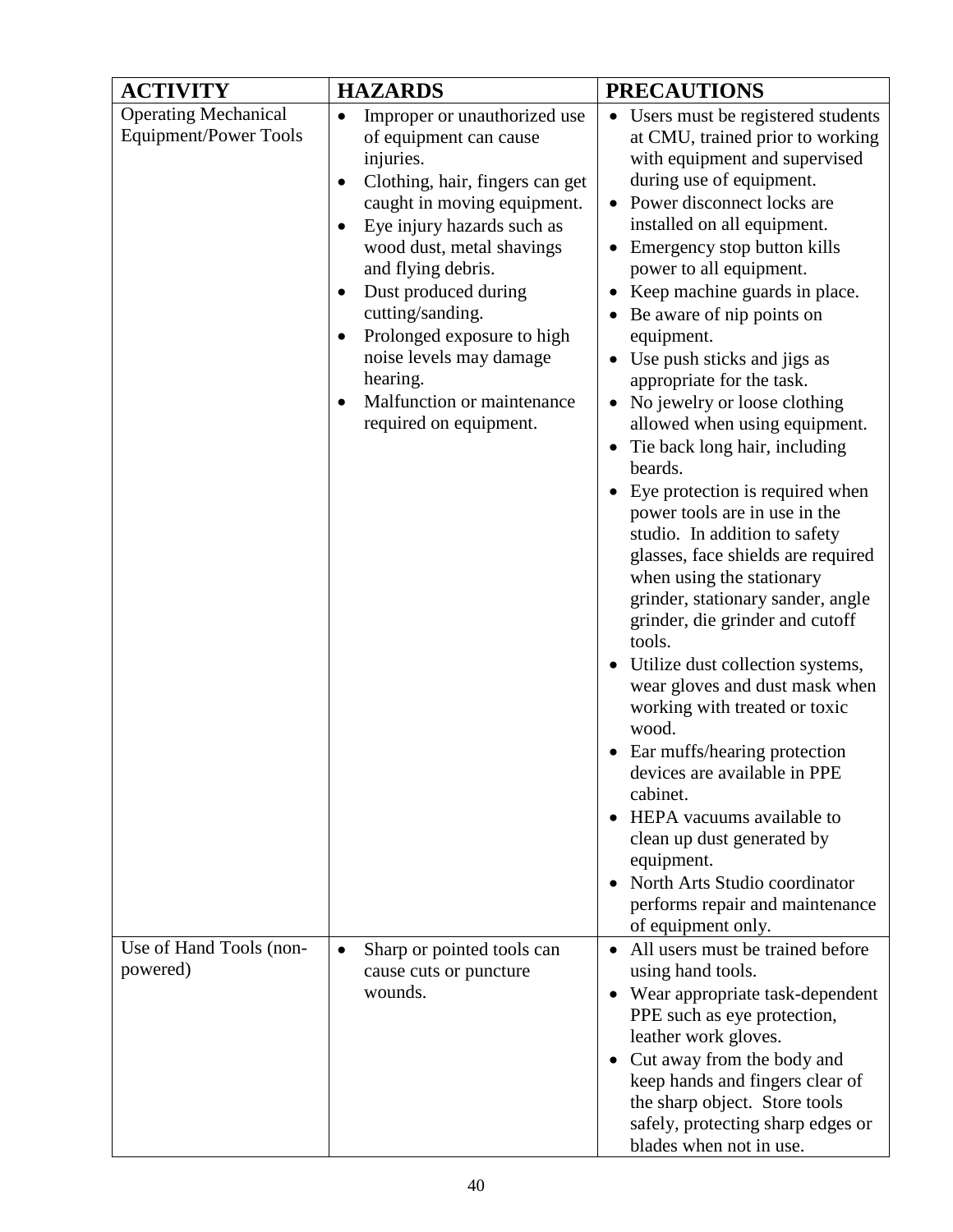| ACTIVITY | HAZARDS | PRECAUTIONS |
|---|---|---|
| Operating Mechanical Equipment/Power Tools | • Improper or unauthorized use of equipment can cause injuries.<br>• Clothing, hair, fingers can get caught in moving equipment.<br>• Eye injury hazards such as wood dust, metal shavings and flying debris.<br>• Dust produced during cutting/sanding.<br>• Prolonged exposure to high noise levels may damage hearing.<br>• Malfunction or maintenance required on equipment. | • Users must be registered students at CMU, trained prior to working with equipment and supervised during use of equipment.<br>• Power disconnect locks are installed on all equipment.<br>• Emergency stop button kills power to all equipment.<br>• Keep machine guards in place.<br>• Be aware of nip points on equipment.<br>• Use push sticks and jigs as appropriate for the task.<br>• No jewelry or loose clothing allowed when using equipment.<br>• Tie back long hair, including beards.<br>• Eye protection is required when power tools are in use in the studio. In addition to safety glasses, face shields are required when using the stationary grinder, stationary sander, angle grinder, die grinder and cutoff tools.<br>• Utilize dust collection systems, wear gloves and dust mask when working with treated or toxic wood.<br>• Ear muffs/hearing protection devices are available in PPE cabinet.<br>• HEPA vacuums available to clean up dust generated by equipment.<br>• North Arts Studio coordinator performs repair and maintenance of equipment only. |
| Use of Hand Tools (non-powered) | • Sharp or pointed tools can cause cuts or puncture wounds. | • All users must be trained before using hand tools.<br>• Wear appropriate task-dependent PPE such as eye protection, leather work gloves.<br>• Cut away from the body and keep hands and fingers clear of the sharp object. Store tools safely, protecting sharp edges or blades when not in use. |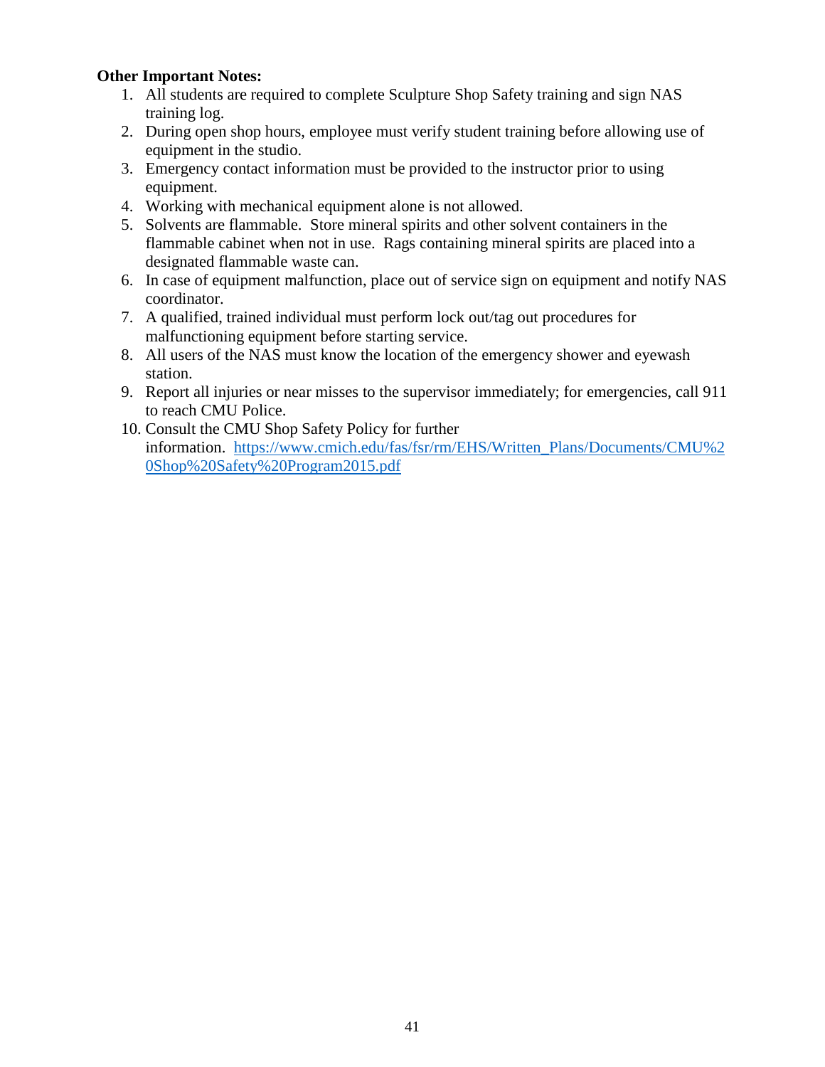**Other Important Notes:**

1. All students are required to complete Sculpture Shop Safety training and sign NAS training log.
2. During open shop hours, employee must verify student training before allowing use of equipment in the studio.
3. Emergency contact information must be provided to the instructor prior to using equipment.
4. Working with mechanical equipment alone is not allowed.
5. Solvents are flammable. Store mineral spirits and other solvent containers in the flammable cabinet when not in use. Rags containing mineral spirits are placed into a designated flammable waste can.
6. In case of equipment malfunction, place out of service sign on equipment and notify NAS coordinator.
7. A qualified, trained individual must perform lock out/tag out procedures for malfunctioning equipment before starting service.
8. All users of the NAS must know the location of the emergency shower and eyewash station.
9. Report all injuries or near misses to the supervisor immediately; for emergencies, call 911 to reach CMU Police.
10. Consult the CMU Shop Safety Policy for further information. [https://www.cmich.edu/fas/fsr/rm/EHS/Written_Plans/Documents/CMU%20Shop%20Safety%20Program2015.pdf](https://www.cmich.edu/fas/fsr/rm/EHS/Written_Plans/Documents/CMU%20Shop%20Safety%20Program2015.pdf)